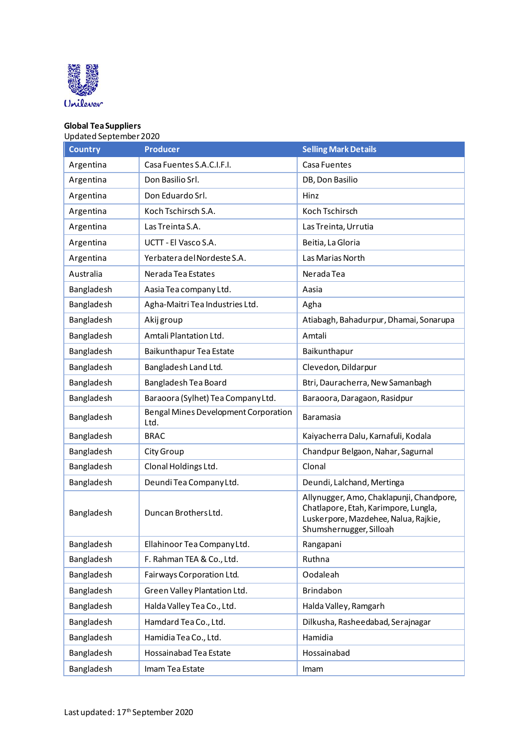**Global Tea Suppliers**
Updated September 2020

| Country | Producer | Selling Mark Details |
|---|---|---|
| Argentina | Casa Fuentes S.A.C.I.F.I. | Casa Fuentes |
| Argentina | Don Basilio Srl. | DB, Don Basilio |
| Argentina | Don Eduardo Srl. | Hinz |
| Argentina | Koch Tschirsch S.A. | Koch Tschirsch |
| Argentina | Las Treinta S.A. | Las Treinta, Urrutia |
| Argentina | UCTT - El Vasco S.A. | Beitia, La Gloria |
| Argentina | Yerbatera del Nordeste S.A. | Las Marias North |
| Australia | Nerada Tea Estates | Nerada Tea |
| Bangladesh | Aasia Tea company Ltd. | Aasia |
| Bangladesh | Agha-Maitri Tea Industries Ltd. | Agha |
| Bangladesh | Akij group | Atiabagh, Bahadurpur, Dhamai, Sonarupa |
| Bangladesh | Amtali Plantation Ltd. | Amtali |
| Bangladesh | Baikunthapur Tea Estate | Baikunthapur |
| Bangladesh | Bangladesh Land Ltd. | Clevedon, Dildarpur |
| Bangladesh | Bangladesh Tea Board | Btri, Dauracherra, New Samanbagh |
| Bangladesh | Baraoora (Sylhet) Tea Company Ltd. | Baraoora, Daragaon, Rasidpur |
| Bangladesh | Bengal Mines Development Corporation Ltd. | Baramasia |
| Bangladesh | BRAC | Kaiyacherra Dalu, Karnafuli, Kodala |
| Bangladesh | City Group | Chandpur Belgaon, Nahar, Sagurnal |
| Bangladesh | Clonal Holdings Ltd. | Clonal |
| Bangladesh | Deundi Tea Company Ltd. | Deundi, Lalchand, Mertinga |
| Bangladesh | Duncan Brothers Ltd. | Allynugger, Amo, Chaklapunji, Chandpore, Chatlapore, Etah, Karimpore, Lungla, Luskerpore, Mazdehee, Nalua, Rajkie, Shumshernugger, Silloah |
| Bangladesh | Ellahinoor Tea Company Ltd. | Rangapani |
| Bangladesh | F. Rahman TEA & Co., Ltd. | Ruthna |
| Bangladesh | Fairways Corporation Ltd. | Oodaleah |
| Bangladesh | Green Valley Plantation Ltd. | Brindabon |
| Bangladesh | Halda Valley Tea Co., Ltd. | Halda Valley, Ramgarh |
| Bangladesh | Hamdard Tea Co., Ltd. | Dilkusha, Rasheedabad, Serajnagar |
| Bangladesh | Hamidia Tea Co., Ltd. | Hamidia |
| Bangladesh | Hossainabad Tea Estate | Hossainabad |
| Bangladesh | Imam Tea Estate | Imam |

Last updated: 17th September 2020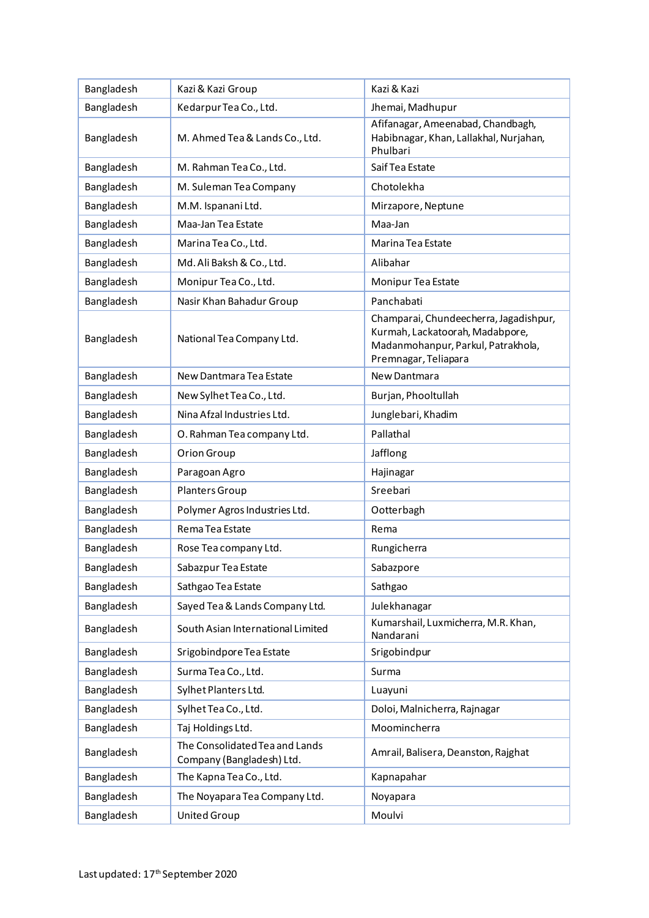| Bangladesh | Kazi & Kazi Group | Kazi & Kazi |
|---|---|---|
| Bangladesh | Kedarpur Tea Co., Ltd. | Jhemai, Madhupur |
| Bangladesh | M. Ahmed Tea & Lands Co., Ltd. | Afifanagar, Ameenabad, Chandbagh, Habibnagar, Khan, Lallakhal, Nurjahan, Phulbari |
| Bangladesh | M. Rahman Tea Co., Ltd. | Saif Tea Estate |
| Bangladesh | M. Suleman Tea Company | Chotolekha |
| Bangladesh | M.M. Ispanani Ltd. | Mirzapore, Neptune |
| Bangladesh | Maa-Jan Tea Estate | Maa-Jan |
| Bangladesh | Marina Tea Co., Ltd. | Marina Tea Estate |
| Bangladesh | Md. Ali Baksh & Co., Ltd. | Alibahar |
| Bangladesh | Monipur Tea Co., Ltd. | Monipur Tea Estate |
| Bangladesh | Nasir Khan Bahadur Group | Panchabati |
| Bangladesh | National Tea Company Ltd. | Champarai, Chundeecherra, Jagadishpur, Kurmah, Lackatoorah, Madabpore, Madanmohanpur, Parkul, Patrakhola, Premnagar, Teliapara |
| Bangladesh | New Dantmara Tea Estate | New Dantmara |
| Bangladesh | New Sylhet Tea Co., Ltd. | Burjan, Phooltullah |
| Bangladesh | Nina Afzal Industries Ltd. | Junglebari, Khadim |
| Bangladesh | O. Rahman Tea company Ltd. | Pallathal |
| Bangladesh | Orion Group | Jafflong |
| Bangladesh | Paragoan Agro | Hajinagar |
| Bangladesh | Planters Group | Sreebari |
| Bangladesh | Polymer Agros Industries Ltd. | Ootterbagh |
| Bangladesh | Rema Tea Estate | Rema |
| Bangladesh | Rose Tea company Ltd. | Rungicherra |
| Bangladesh | Sabazpur Tea Estate | Sabazpore |
| Bangladesh | Sathgao Tea Estate | Sathgao |
| Bangladesh | Sayed Tea & Lands Company Ltd. | Julekhanagar |
| Bangladesh | South Asian International Limited | Kumarshail, Luxmicherra, M.R. Khan, Nandarani |
| Bangladesh | Srigobindpore Tea Estate | Srigobindpur |
| Bangladesh | Surma Tea Co., Ltd. | Surma |
| Bangladesh | Sylhet Planters Ltd. | Luayuni |
| Bangladesh | Sylhet Tea Co., Ltd. | Doloi, Malnicherra, Rajnagar |
| Bangladesh | Taj Holdings Ltd. | Moomincherra |
| Bangladesh | The Consolidated Tea and Lands Company (Bangladesh) Ltd. | Amrail, Balisera, Deanston, Rajghat |
| Bangladesh | The Kapna Tea Co., Ltd. | Kapnapahar |
| Bangladesh | The Noyapara Tea Company Ltd. | Noyapara |
| Bangladesh | United Group | Moulvi |

Last updated: 17th September 2020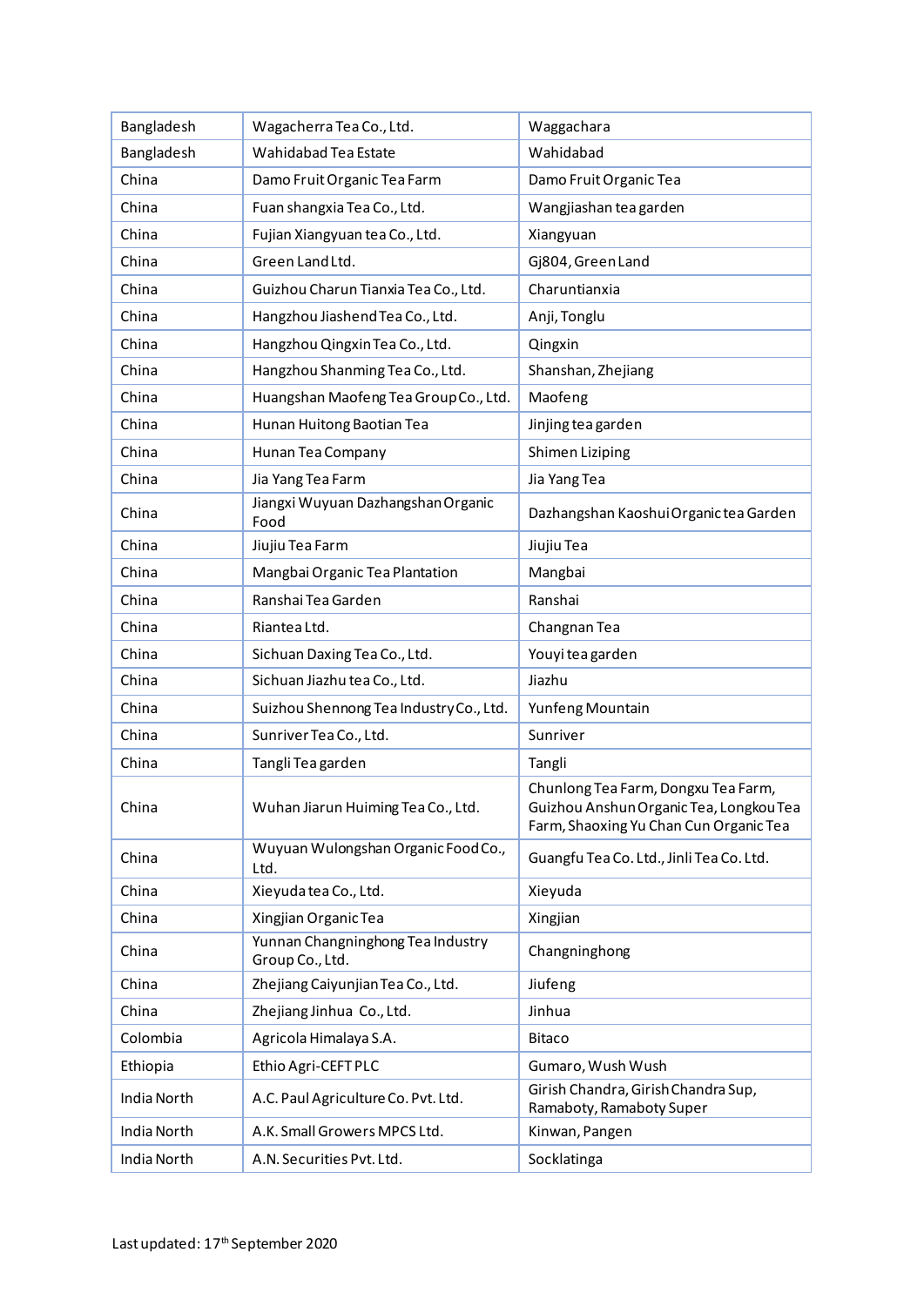| Bangladesh | Wagacherra Tea Co., Ltd. | Waggachara |
|---|---|---|
| Bangladesh | Wahidabad Tea Estate | Wahidabad |
| China | Damo Fruit Organic Tea Farm | Damo Fruit Organic Tea |
| China | Fuan shangxia Tea Co., Ltd. | Wangjiashan tea garden |
| China | Fujian Xiangyuan tea Co., Ltd. | Xiangyuan |
| China | Green Land Ltd. | Gj804, Green Land |
| China | Guizhou Charun Tianxia Tea Co., Ltd. | Charuntianxia |
| China | Hangzhou Jiashend Tea Co., Ltd. | Anji, Tonglu |
| China | Hangzhou Qingxin Tea Co., Ltd. | Qingxin |
| China | Hangzhou Shanming Tea Co., Ltd. | Shanshan, Zhejiang |
| China | Huangshan Maofeng Tea Group Co., Ltd. | Maofeng |
| China | Hunan Huitong Baotian Tea | Jinjing tea garden |
| China | Hunan Tea Company | Shimen Liziping |
| China | Jia Yang Tea Farm | Jia Yang Tea |
| China | Jiangxi Wuyuan Dazhangshan Organic Food | Dazhangshan Kaoshui Organic tea Garden |
| China | Jiujiu Tea Farm | Jiujiu Tea |
| China | Mangbai Organic Tea Plantation | Mangbai |
| China | Ranshai Tea Garden | Ranshai |
| China | Riantea Ltd. | Changnan Tea |
| China | Sichuan Daxing Tea Co., Ltd. | Youyi tea garden |
| China | Sichuan Jiazhu tea Co., Ltd. | Jiazhu |
| China | Suizhou Shennong Tea Industry Co., Ltd. | Yunfeng Mountain |
| China | Sunriver Tea Co., Ltd. | Sunriver |
| China | Tangli Tea garden | Tangli |
| China | Wuhan Jiarun Huiming Tea Co., Ltd. | Chunlong Tea Farm, Dongxu Tea Farm, Guizhou Anshun Organic Tea, Longkou Tea Farm, Shaoxing Yu Chan Cun Organic Tea |
| China | Wuyuan Wulongshan Organic Food Co., Ltd. | Guangfu Tea Co. Ltd., Jinli Tea Co. Ltd. |
| China | Xieyuda tea Co., Ltd. | Xieyuda |
| China | Xingjian Organic Tea | Xingjian |
| China | Yunnan Changninghong Tea Industry Group Co., Ltd. | Changninghong |
| China | Zhejiang Caiyunjian Tea Co., Ltd. | Jiufeng |
| China | Zhejiang Jinhua Co., Ltd. | Jinhua |
| Colombia | Agricola Himalaya S.A. | Bitaco |
| Ethiopia | Ethio Agri-CEFT PLC | Gumaro, Wush Wush |
| India North | A.C. Paul Agriculture Co. Pvt. Ltd. | Girish Chandra, Girish Chandra Sup, Ramaboty, Ramaboty Super |
| India North | A.K. Small Growers MPCS Ltd. | Kinwan, Pangen |
| India North | A.N. Securities Pvt. Ltd. | Socklatinga |

Last updated: 17th September 2020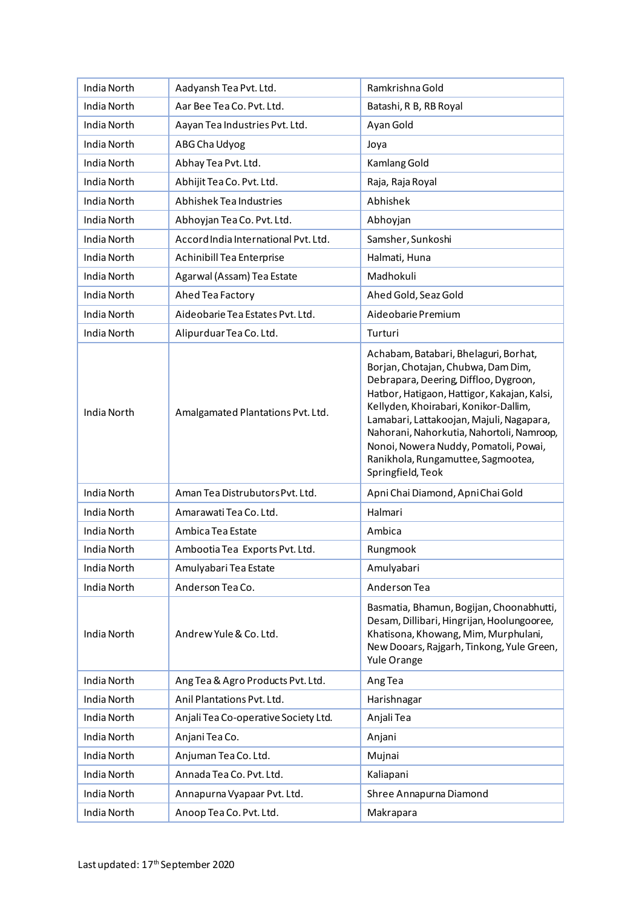| India North | Aadyansh Tea Pvt. Ltd. | Ramkrishna Gold |
|---|---|---|
| India North | Aar Bee Tea Co. Pvt. Ltd. | Batashi, R B, RB Royal |
| India North | Aayan Tea Industries Pvt. Ltd. | Ayan Gold |
| India North | ABG Cha Udyog | Joya |
| India North | Abhay Tea Pvt. Ltd. | Kamlang Gold |
| India North | Abhijit Tea Co. Pvt. Ltd. | Raja, Raja Royal |
| India North | Abhishek Tea Industries | Abhishek |
| India North | Abhoyjan Tea Co. Pvt. Ltd. | Abhoyjan |
| India North | Accord India International Pvt. Ltd. | Samsher, Sunkoshi |
| India North | Achinibill Tea Enterprise | Halmati, Huna |
| India North | Agarwal (Assam) Tea Estate | Madhokuli |
| India North | Ahed Tea Factory | Ahed Gold, Seaz Gold |
| India North | Aideobarie Tea Estates Pvt. Ltd. | Aideobarie Premium |
| India North | Alipurduar Tea Co. Ltd. | Turturi |
| India North | Amalgamated Plantations Pvt. Ltd. | Achabam, Batabari, Bhelaguri, Borhat, Borjan, Chotajan, Chubwa, Dam Dim, Debrapara, Deering, Diffloo, Dygroon, Hatbor, Hatigaon, Hattigor, Kakajan, Kalsi, Kellyden, Khoirabari, Konikor-Dallim, Lamabari, Lattakoojan, Majuli, Nagapara, Nahorani, Nahorkutia, Nahortoli, Namroop, Nonoi, Nowera Nuddy, Pomatoli, Powai, Ranikhola, Rungamuttee, Sagmootea, Springfield, Teok |
| India North | Aman Tea Distrubutors Pvt. Ltd. | Apni Chai Diamond, Apni Chai Gold |
| India North | Amarawati Tea Co. Ltd. | Halmari |
| India North | Ambica Tea Estate | Ambica |
| India North | Ambootia Tea Exports Pvt. Ltd. | Rungmook |
| India North | Amulyabari Tea Estate | Amulyabari |
| India North | Anderson Tea Co. | Anderson Tea |
| India North | Andrew Yule & Co. Ltd. | Basmatia, Bhamun, Bogijan, Choonabhutti, Desam, Dillibari, Hingrijan, Hoolungooree, Khatisona, Khowang, Mim, Murphulani, New Dooars, Rajgarh, Tinkong, Yule Green, Yule Orange |
| India North | Ang Tea & Agro Products Pvt. Ltd. | Ang Tea |
| India North | Anil Plantations Pvt. Ltd. | Harishnagar |
| India North | Anjali Tea Co-operative Society Ltd. | Anjali Tea |
| India North | Anjani Tea Co. | Anjani |
| India North | Anjuman Tea Co. Ltd. | Mujnai |
| India North | Annada Tea Co. Pvt. Ltd. | Kaliapani |
| India North | Annapurna Vyapaar Pvt. Ltd. | Shree Annapurna Diamond |
| India North | Anoop Tea Co. Pvt. Ltd. | Makrapara |

Last updated: 17th September 2020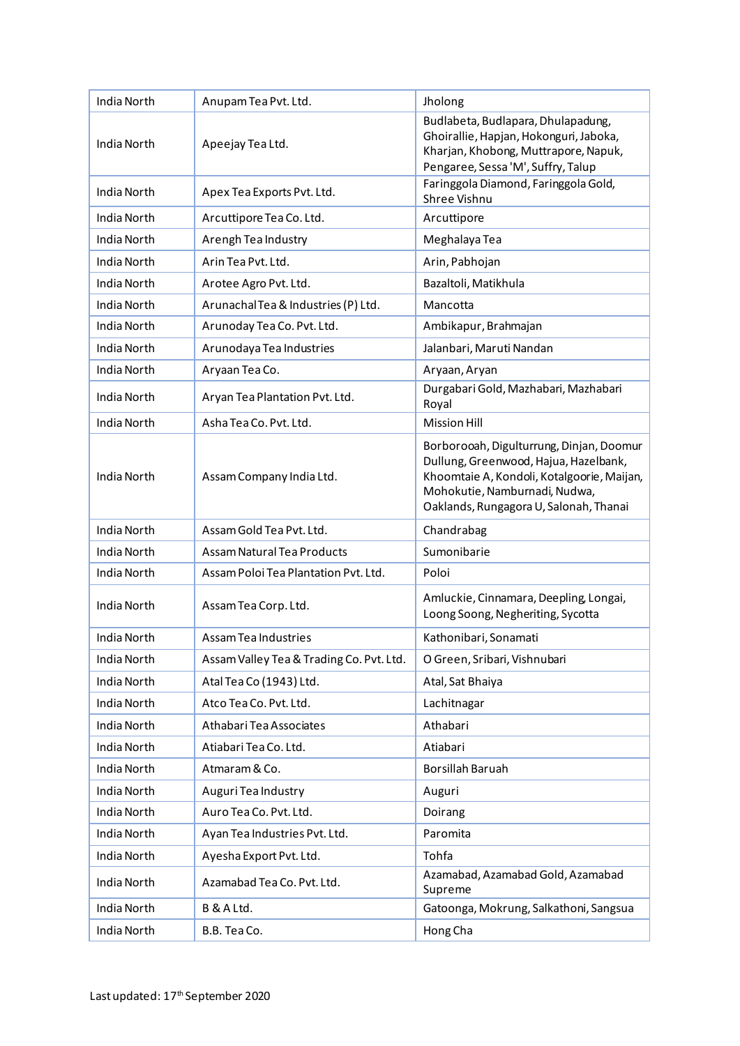| India North | Anupam Tea Pvt. Ltd. | Jholong |
|---|---|---|
| India North | Apeejay Tea Ltd. | Budlabeta, Budlapara, Dhulapadung, Ghoirallie, Hapjan, Hokonguri, Jaboka, Kharjan, Khobong, Muttrapore, Napuk, Pengaree, Sessa 'M', Suffry, Talup |
| India North | Apex Tea Exports Pvt. Ltd. | Faringgola Diamond, Faringgola Gold, Shree Vishnu |
| India North | Arcuttipore Tea Co. Ltd. | Arcuttipore |
| India North | Arengh Tea Industry | Meghalaya Tea |
| India North | Arin Tea Pvt. Ltd. | Arin, Pabhojan |
| India North | Arotee Agro Pvt. Ltd. | Bazaltoli, Matikhula |
| India North | Arunachal Tea & Industries (P) Ltd. | Mancotta |
| India North | Arunoday Tea Co. Pvt. Ltd. | Ambikapur, Brahmajan |
| India North | Arunodaya Tea Industries | Jalanbari, Maruti Nandan |
| India North | Aryaan Tea Co. | Aryaan, Aryan |
| India North | Aryan Tea Plantation Pvt. Ltd. | Durgabari Gold, Mazhabari, Mazhabari Royal |
| India North | Asha Tea Co. Pvt. Ltd. | Mission Hill |
| India North | Assam Company India Ltd. | Borborooah, Digulturrung, Dinjan, Doomur Dullung, Greenwood, Hajua, Hazelbank, Khoomtaie A, Kondoli, Kotalgoorie, Maijan, Mohokutie, Namburnadi, Nudwa, Oaklands, Rungagora U, Salonah, Thanai |
| India North | Assam Gold Tea Pvt. Ltd. | Chandrabag |
| India North | Assam Natural Tea Products | Sumonibarie |
| India North | Assam Poloi Tea Plantation Pvt. Ltd. | Poloi |
| India North | Assam Tea Corp. Ltd. | Amluckie, Cinnamara, Deepling, Longai, Loong Soong, Negheriting, Sycotta |
| India North | Assam Tea Industries | Kathonibari, Sonamati |
| India North | Assam Valley Tea & Trading Co. Pvt. Ltd. | O Green, Sribari, Vishnubari |
| India North | Atal Tea Co (1943) Ltd. | Atal, Sat Bhaiya |
| India North | Atco Tea Co. Pvt. Ltd. | Lachitnagar |
| India North | Athabari Tea Associates | Athabari |
| India North | Atiabari Tea Co. Ltd. | Atiabari |
| India North | Atmaram & Co. | Borsillah Baruah |
| India North | Auguri Tea Industry | Auguri |
| India North | Auro Tea Co. Pvt. Ltd. | Doirang |
| India North | Ayan Tea Industries Pvt. Ltd. | Paromita |
| India North | Ayesha Export Pvt. Ltd. | Tohfa |
| India North | Azamabad Tea Co. Pvt. Ltd. | Azamabad, Azamabad Gold, Azamabad Supreme |
| India North | B & A Ltd. | Gatoonga, Mokrung, Salkathoni, Sangsua |
| India North | B.B. Tea Co. | Hong Cha |

Last updated: 17th September 2020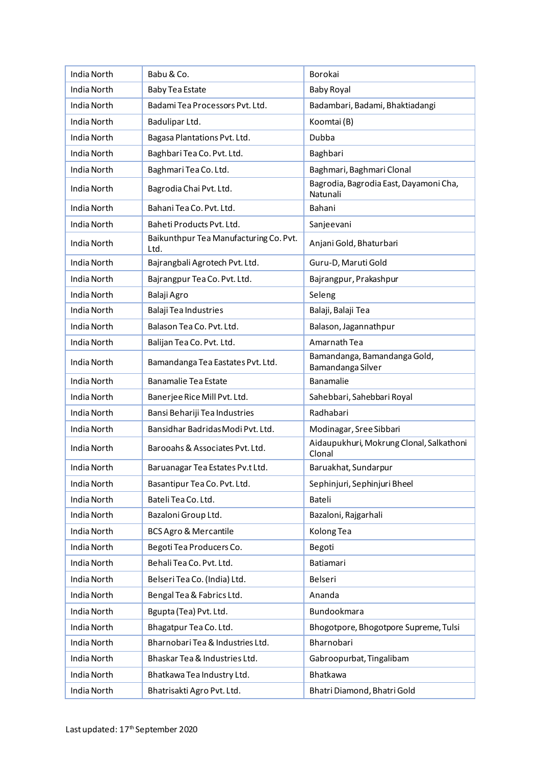| India North | Babu & Co. | Borokai |
|---|---|---|
| India North | Baby Tea Estate | Baby Royal |
| India North | Badami Tea Processors Pvt. Ltd. | Badambari, Badami, Bhaktiadangi |
| India North | Badulipar Ltd. | Koomtai (B) |
| India North | Bagasa Plantations Pvt. Ltd. | Dubba |
| India North | Baghbari Tea Co. Pvt. Ltd. | Baghbari |
| India North | Baghmari Tea Co. Ltd. | Baghmari, Baghmari Clonal |
| India North | Bagrodia Chai Pvt. Ltd. | Bagrodia, Bagrodia East, Dayamoni Cha, Natunali |
| India North | Bahani Tea Co. Pvt. Ltd. | Bahani |
| India North | Baheti Products Pvt. Ltd. | Sanjeevani |
| India North | Baikunthpur Tea Manufacturing Co. Pvt. Ltd. | Anjani Gold, Bhaturbari |
| India North | Bajrangbali Agrotech Pvt. Ltd. | Guru-D, Maruti Gold |
| India North | Bajrangpur Tea Co. Pvt. Ltd. | Bajrangpur, Prakashpur |
| India North | Balaji Agro | Seleng |
| India North | Balaji Tea Industries | Balaji, Balaji Tea |
| India North | Balason Tea Co. Pvt. Ltd. | Balason, Jagannathpur |
| India North | Balijan Tea Co. Pvt. Ltd. | Amarnath Tea |
| India North | Bamandanga Tea Eastates Pvt. Ltd. | Bamandanga, Bamandanga Gold, Bamandanga Silver |
| India North | Banamalie Tea Estate | Banamalie |
| India North | Banerjee Rice Mill Pvt. Ltd. | Sahebbari, Sahebbari Royal |
| India North | Bansi Behariji Tea Industries | Radhabari |
| India North | Bansidhar Badridas Modi Pvt. Ltd. | Modinagar, Sree Sibbari |
| India North | Barooahs & Associates Pvt. Ltd. | Aidaupukhuri, Mokrung Clonal, Salkathoni Clonal |
| India North | Baruanagar Tea Estates Pv.t Ltd. | Baruakhat, Sundarpur |
| India North | Basantipur Tea Co. Pvt. Ltd. | Sephinjuri, Sephinjuri Bheel |
| India North | Bateli Tea Co. Ltd. | Bateli |
| India North | Bazaloni Group Ltd. | Bazaloni, Rajgarhali |
| India North | BCS Agro & Mercantile | Kolong Tea |
| India North | Begoti Tea Producers Co. | Begoti |
| India North | Behali Tea Co. Pvt. Ltd. | Batiamari |
| India North | Belseri Tea Co. (India) Ltd. | Belseri |
| India North | Bengal Tea & Fabrics Ltd. | Ananda |
| India North | Bgupta (Tea) Pvt. Ltd. | Bundookmara |
| India North | Bhagatpur Tea Co. Ltd. | Bhogotpore, Bhogotpore Supreme, Tulsi |
| India North | Bharnobari Tea & Industries Ltd. | Bharnobari |
| India North | Bhaskar Tea & Industries Ltd. | Gabroopurbat, Tingalibam |
| India North | Bhatkawa Tea Industry Ltd. | Bhatkawa |
| India North | Bhatrisakti Agro Pvt. Ltd. | Bhatri Diamond, Bhatri Gold |

Last updated: 17th September 2020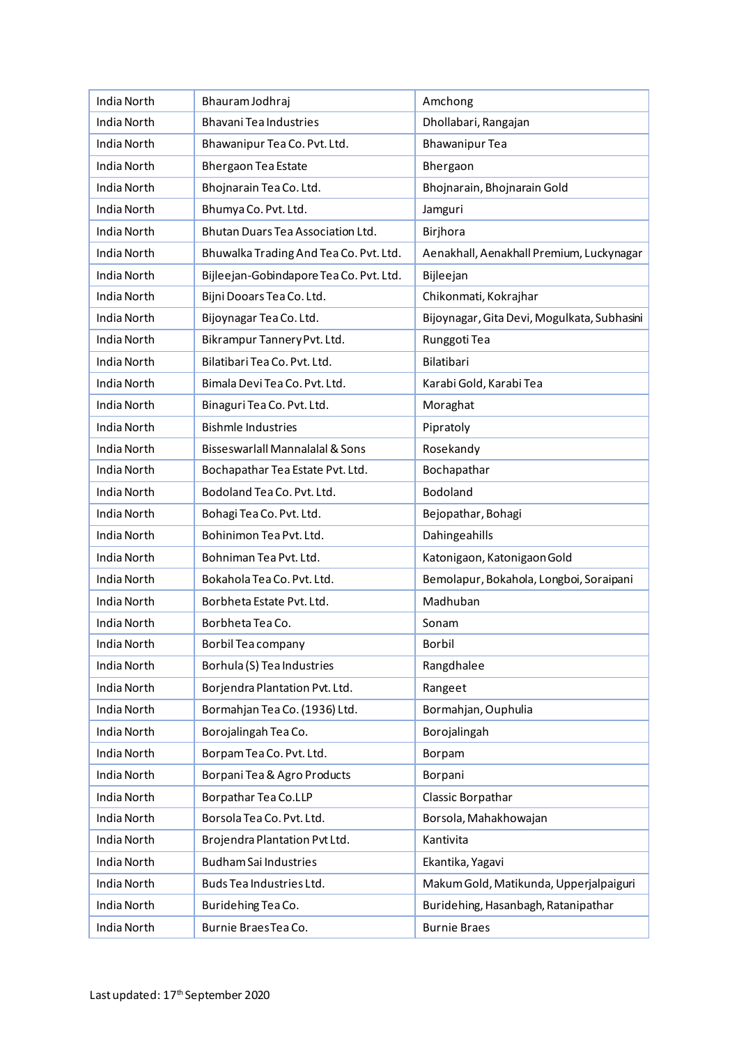| India North | Bhauram Jodhraj | Amchong |
|---|---|---|
| India North | Bhavani Tea Industries | Dhollabari, Rangajan |
| India North | Bhawanipur Tea Co. Pvt. Ltd. | Bhawanipur Tea |
| India North | Bhergaon Tea Estate | Bhergaon |
| India North | Bhojnarain Tea Co. Ltd. | Bhojnarain, Bhojnarain Gold |
| India North | Bhumya Co. Pvt. Ltd. | Jamguri |
| India North | Bhutan Duars Tea Association Ltd. | Birjhora |
| India North | Bhuwalka Trading And Tea Co. Pvt. Ltd. | Aenakhall, Aenakhall Premium, Luckynagar |
| India North | Bijleejan-Gobindapore Tea Co. Pvt. Ltd. | Bijleejan |
| India North | Bijni Dooars Tea Co. Ltd. | Chikonmati, Kokrajhar |
| India North | Bijoynagar Tea Co. Ltd. | Bijoynagar, Gita Devi, Mogulkata, Subhasini |
| India North | Bikrampur Tannery Pvt. Ltd. | Runggoti Tea |
| India North | Bilatibari Tea Co. Pvt. Ltd. | Bilatibari |
| India North | Bimala Devi Tea Co. Pvt. Ltd. | Karabi Gold, Karabi Tea |
| India North | Binaguri Tea Co. Pvt. Ltd. | Moraghat |
| India North | Bishmle Industries | Pipratoly |
| India North | Bisseswarlall Mannalalal & Sons | Rosekandy |
| India North | Bochapathar Tea Estate Pvt. Ltd. | Bochapathar |
| India North | Bodoland Tea Co. Pvt. Ltd. | Bodoland |
| India North | Bohagi Tea Co. Pvt. Ltd. | Bejopathar, Bohagi |
| India North | Bohinimon Tea Pvt. Ltd. | Dahingeahills |
| India North | Bohniman Tea Pvt. Ltd. | Katonigaon, Katonigaon Gold |
| India North | Bokahola Tea Co. Pvt. Ltd. | Bemolapur, Bokahola, Longboi, Soraipani |
| India North | Borbheta Estate Pvt. Ltd. | Madhuban |
| India North | Borbheta Tea Co. | Sonam |
| India North | Borbil Tea company | Borbil |
| India North | Borhula (S) Tea Industries | Rangdhalee |
| India North | Borjendra Plantation Pvt. Ltd. | Rangeet |
| India North | Bormahjan Tea Co. (1936) Ltd. | Bormahjan, Ouphulia |
| India North | Borojalingah Tea Co. | Borojalingah |
| India North | Borpam Tea Co. Pvt. Ltd. | Borpam |
| India North | Borpani Tea & Agro Products | Borpani |
| India North | Borpathar Tea Co.LLP | Classic Borpathar |
| India North | Borsola Tea Co. Pvt. Ltd. | Borsola, Mahakhowajan |
| India North | Brojendra Plantation Pvt Ltd. | Kantivita |
| India North | Budham Sai Industries | Ekantika, Yagavi |
| India North | Buds Tea Industries Ltd. | Makum Gold, Matikunda, Upperjalpaiguri |
| India North | Buridehing Tea Co. | Buridehing, Hasanbagh, Ratanipathar |
| India North | Burnie Braes Tea Co. | Burnie Braes |

Last updated: 17th September 2020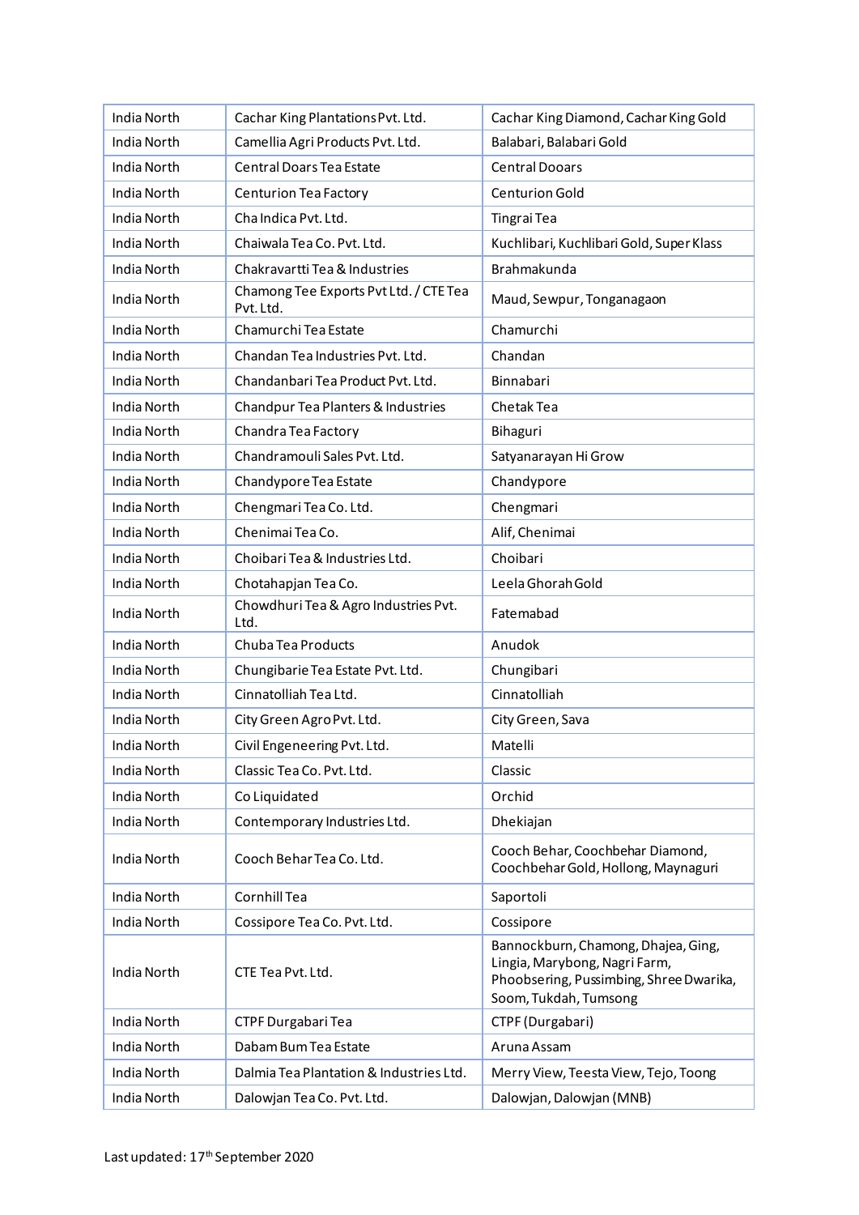| | | |
|---|---|---|
| India North | Cachar King Plantations Pvt. Ltd. | Cachar King Diamond, Cachar King Gold |
| India North | Camellia Agri Products Pvt. Ltd. | Balabari, Balabari Gold |
| India North | Central Doars Tea Estate | Central Dooars |
| India North | Centurion Tea Factory | Centurion Gold |
| India North | Cha Indica Pvt. Ltd. | Tingrai Tea |
| India North | Chaiwala Tea Co. Pvt. Ltd. | Kuchlibari, Kuchlibari Gold, Super Klass |
| India North | Chakravartti Tea & Industries | Brahmakunda |
| India North | Chamong Tee Exports Pvt Ltd. / CTE Tea Pvt. Ltd. | Maud, Sewpur, Tonganagaon |
| India North | Chamurchi Tea Estate | Chamurchi |
| India North | Chandan Tea Industries Pvt. Ltd. | Chandan |
| India North | Chandanbari Tea Product Pvt. Ltd. | Binnabari |
| India North | Chandpur Tea Planters & Industries | Chetak Tea |
| India North | Chandra Tea Factory | Bihaguri |
| India North | Chandramouli Sales Pvt. Ltd. | Satyanarayan Hi Grow |
| India North | Chandypore Tea Estate | Chandypore |
| India North | Chengmari Tea Co. Ltd. | Chengmari |
| India North | Chenimai Tea Co. | Alif, Chenimai |
| India North | Choibari Tea & Industries Ltd. | Choibari |
| India North | Chotahapjan Tea Co. | Leela Ghorah Gold |
| India North | Chowdhuri Tea & Agro Industries Pvt. Ltd. | Fatemabad |
| India North | Chuba Tea Products | Anudok |
| India North | Chungibarie Tea Estate Pvt. Ltd. | Chungibari |
| India North | Cinnatolliah Tea Ltd. | Cinnatolliah |
| India North | City Green Agro Pvt. Ltd. | City Green, Sava |
| India North | Civil Engeneering Pvt. Ltd. | Matelli |
| India North | Classic Tea Co. Pvt. Ltd. | Classic |
| India North | Co Liquidated | Orchid |
| India North | Contemporary Industries Ltd. | Dhekiajan |
| India North | Cooch Behar Tea Co. Ltd. | Cooch Behar, Coochbehar Diamond, Coochbehar Gold, Hollong, Maynaguri |
| India North | Cornhill Tea | Saportoli |
| India North | Cossipore Tea Co. Pvt. Ltd. | Cossipore |
| India North | CTE Tea Pvt. Ltd. | Bannockburn, Chamong, Dhajea, Ging, Lingia, Marybong, Nagri Farm, Phoobsering, Pussimbing, Shree Dwarika, Soom, Tukdah, Tumsong |
| India North | CTPF Durgabari Tea | CTPF (Durgabari) |
| India North | Dabam Bum Tea Estate | Aruna Assam |
| India North | Dalmia Tea Plantation & Industries Ltd. | Merry View, Teesta View, Tejo, Toong |
| India North | Dalowjan Tea Co. Pvt. Ltd. | Dalowjan, Dalowjan (MNB) |

Last updated: 17th September 2020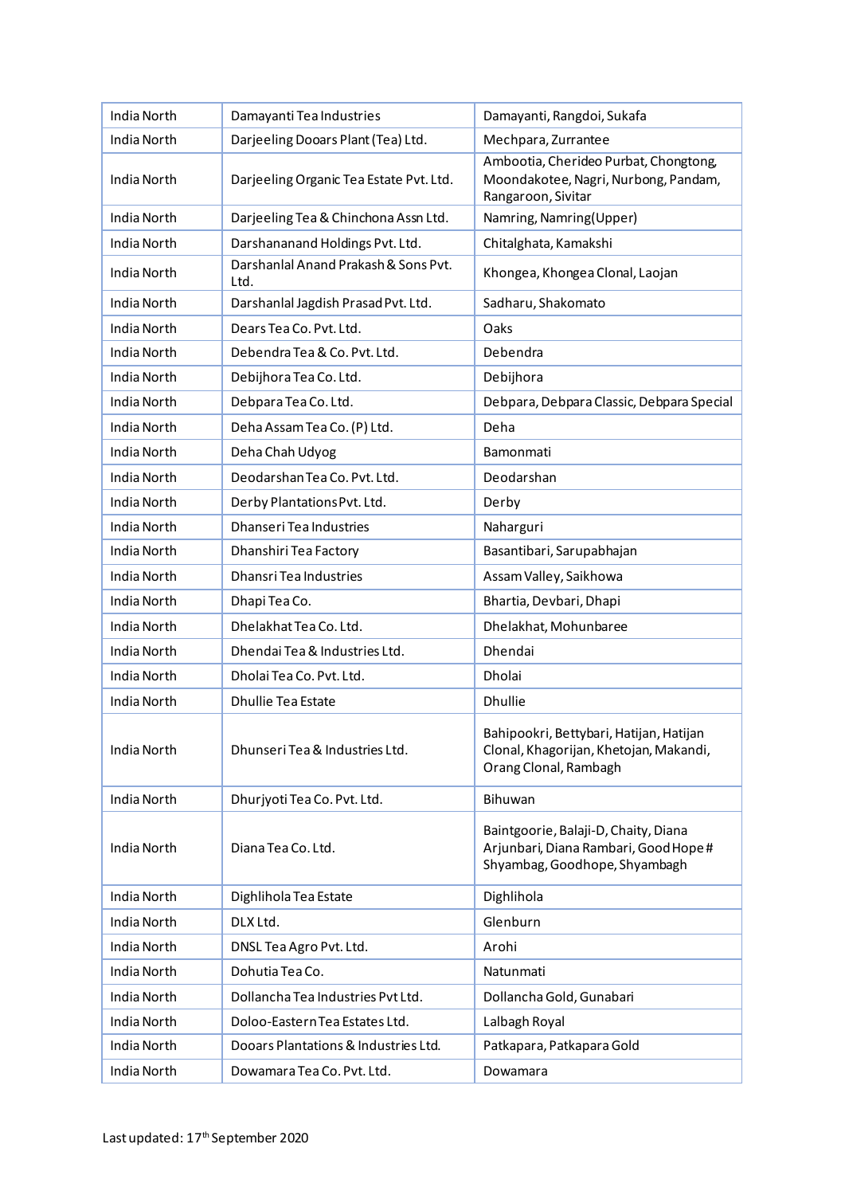| India North | Damayanti Tea Industries | Damayanti, Rangdoi, Sukafa |
|---|---|---|
| India North | Darjeeling Dooars Plant (Tea) Ltd. | Mechpara, Zurrantee |
| India North | Darjeeling Organic Tea Estate Pvt. Ltd. | Ambootia, Cherideo Purbat, Chongtong, Moondakotee, Nagri, Nurbong, Pandam, Rangaroon, Sivitar |
| India North | Darjeeling Tea & Chinchona Assn Ltd. | Namring, Namring(Upper) |
| India North | Darshananand Holdings Pvt. Ltd. | Chitalghata, Kamakshi |
| India North | Darshanlal Anand Prakash & Sons Pvt. Ltd. | Khongea, Khongea Clonal, Laojan |
| India North | Darshanlal Jagdish Prasad Pvt. Ltd. | Sadharu, Shakomato |
| India North | Dears Tea Co. Pvt. Ltd. | Oaks |
| India North | Debendra Tea & Co. Pvt. Ltd. | Debendra |
| India North | Debijhora Tea Co. Ltd. | Debijhora |
| India North | Debpara Tea Co. Ltd. | Debpara, Debpara Classic, Debpara Special |
| India North | Deha Assam Tea Co. (P) Ltd. | Deha |
| India North | Deha Chah Udyog | Bamonmati |
| India North | Deodarshan Tea Co. Pvt. Ltd. | Deodarshan |
| India North | Derby Plantations Pvt. Ltd. | Derby |
| India North | Dhanseri Tea Industries | Naharguri |
| India North | Dhanshiri Tea Factory | Basantibari, Sarupabhajan |
| India North | Dhansri Tea Industries | Assam Valley, Saikhowa |
| India North | Dhapi Tea Co. | Bhartia, Devbari, Dhapi |
| India North | Dhelakhat Tea Co. Ltd. | Dhelakhat, Mohunbaree |
| India North | Dhendai Tea & Industries Ltd. | Dhendai |
| India North | Dholai Tea Co. Pvt. Ltd. | Dholai |
| India North | Dhullie Tea Estate | Dhullie |
| India North | Dhunseri Tea & Industries Ltd. | Bahipookri, Bettybari, Hatijan, Hatijan Clonal, Khagorijan, Khetojan, Makandi, Orang Clonal, Rambagh |
| India North | Dhurjyoti Tea Co. Pvt. Ltd. | Bihuwan |
| India North | Diana Tea Co. Ltd. | Baintgoorie, Balaji-D, Chaity, Diana Arjunbari, Diana Rambari, Good Hope # Shyambag, Goodhope, Shyambagh |
| India North | Dighlihola Tea Estate | Dighlihola |
| India North | DLX Ltd. | Glenburn |
| India North | DNSL Tea Agro Pvt. Ltd. | Arohi |
| India North | Dohutia Tea Co. | Natunmati |
| India North | Dollancha Tea Industries Pvt Ltd. | Dollancha Gold, Gunabari |
| India North | Doloo-Eastern Tea Estates Ltd. | Lalbagh Royal |
| India North | Dooars Plantations & Industries Ltd. | Patkapara, Patkapara Gold |
| India North | Dowamara Tea Co. Pvt. Ltd. | Dowamara |

Last updated: 17th September 2020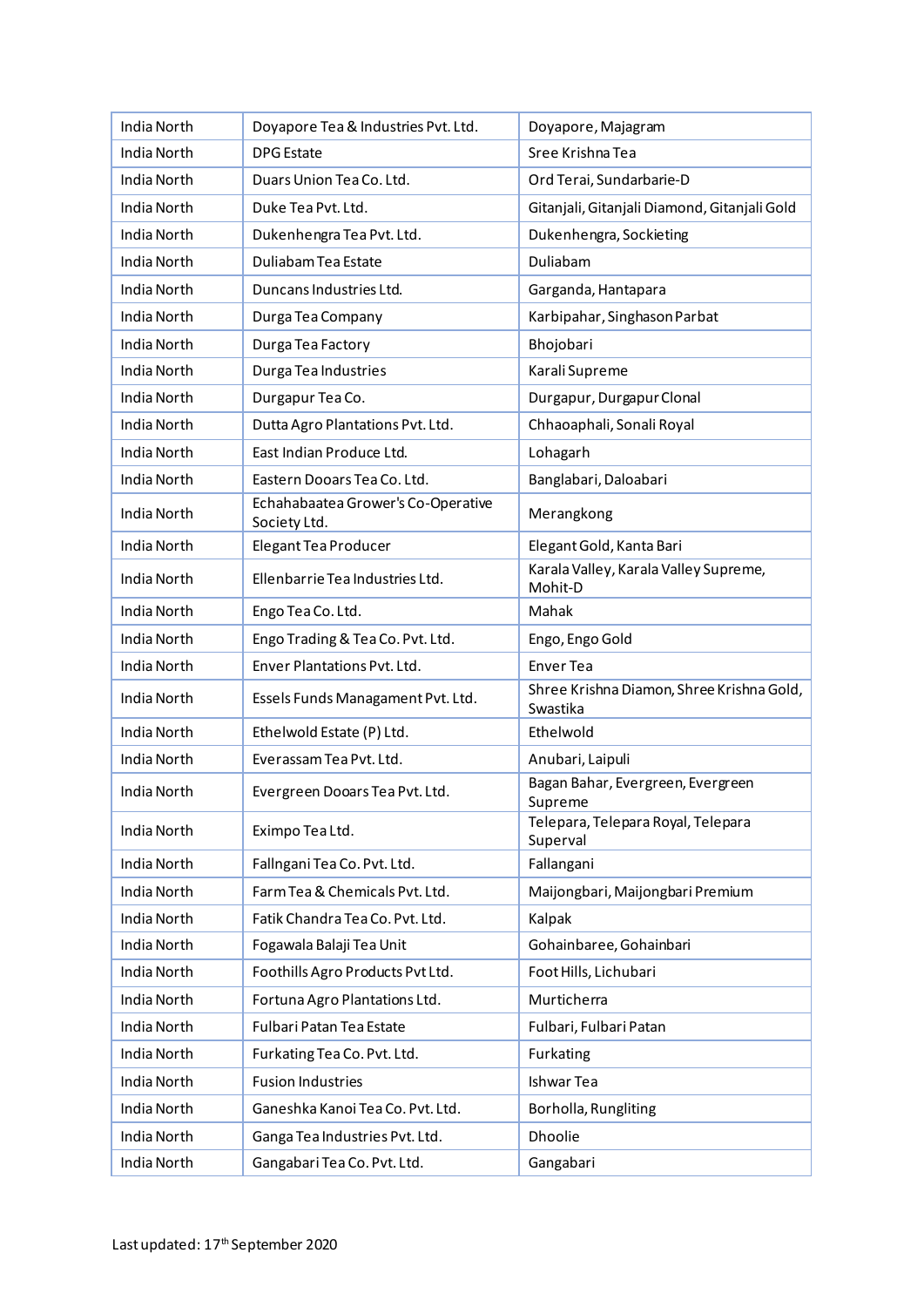| India North | Doyapore Tea & Industries Pvt. Ltd. | Doyapore, Majagram |
|---|---|---|
| India North | DPG Estate | Sree Krishna Tea |
| India North | Duars Union Tea Co. Ltd. | Ord Terai, Sundarbarie-D |
| India North | Duke Tea Pvt. Ltd. | Gitanjali, Gitanjali Diamond, Gitanjali Gold |
| India North | Dukenhengra Tea Pvt. Ltd. | Dukenhengra, Sockieting |
| India North | Duliabam Tea Estate | Duliabam |
| India North | Duncans Industries Ltd. | Garganda, Hantapara |
| India North | Durga Tea Company | Karbipahar, Singhason Parbat |
| India North | Durga Tea Factory | Bhojobari |
| India North | Durga Tea Industries | Karali Supreme |
| India North | Durgapur Tea Co. | Durgapur, Durgapur Clonal |
| India North | Dutta Agro Plantations Pvt. Ltd. | Chhaoaphali, Sonali Royal |
| India North | East Indian Produce Ltd. | Lohagarh |
| India North | Eastern Dooars Tea Co. Ltd. | Banglabari, Daloabari |
| India North | Echahabaatea Grower's Co-Operative Society Ltd. | Merangkong |
| India North | Elegant Tea Producer | Elegant Gold, Kanta Bari |
| India North | Ellenbarrie Tea Industries Ltd. | Karala Valley, Karala Valley Supreme, Mohit-D |
| India North | Engo Tea Co. Ltd. | Mahak |
| India North | Engo Trading & Tea Co. Pvt. Ltd. | Engo, Engo Gold |
| India North | Enver Plantations Pvt. Ltd. | Enver Tea |
| India North | Essels Funds Managament Pvt. Ltd. | Shree Krishna Diamon, Shree Krishna Gold, Swastika |
| India North | Ethelwold Estate (P) Ltd. | Ethelwold |
| India North | Everassam Tea Pvt. Ltd. | Anubari, Laipuli |
| India North | Evergreen Dooars Tea Pvt. Ltd. | Bagan Bahar, Evergreen, Evergreen Supreme |
| India North | Eximpo Tea Ltd. | Telepara, Telepara Royal, Telepara Superval |
| India North | Fallngani Tea Co. Pvt. Ltd. | Fallangani |
| India North | Farm Tea & Chemicals Pvt. Ltd. | Maijongbari, Maijongbari Premium |
| India North | Fatik Chandra Tea Co. Pvt. Ltd. | Kalpak |
| India North | Fogawala Balaji Tea Unit | Gohainbaree, Gohainbari |
| India North | Foothills Agro Products Pvt Ltd. | Foot Hills, Lichubari |
| India North | Fortuna Agro Plantations Ltd. | Murticherra |
| India North | Fulbari Patan Tea Estate | Fulbari, Fulbari Patan |
| India North | Furkating Tea Co. Pvt. Ltd. | Furkating |
| India North | Fusion Industries | Ishwar Tea |
| India North | Ganeshka Kanoi Tea Co. Pvt. Ltd. | Borholla, Rungliting |
| India North | Ganga Tea Industries Pvt. Ltd. | Dhoolie |
| India North | Gangabari Tea Co. Pvt. Ltd. | Gangabari |

Last updated: 17th September 2020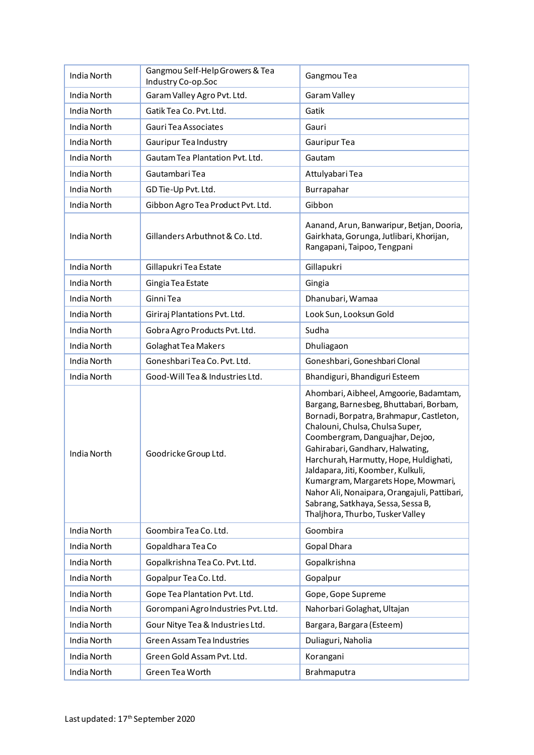| India North | Gangmou Self-Help Growers & Tea Industry Co-op.Soc | Gangmou Tea |
|---|---|---|
| India North | Garam Valley Agro Pvt. Ltd. | Garam Valley |
| India North | Gatik Tea Co. Pvt. Ltd. | Gatik |
| India North | Gauri Tea Associates | Gauri |
| India North | Gauripur Tea Industry | Gauripur Tea |
| India North | Gautam Tea Plantation Pvt. Ltd. | Gautam |
| India North | Gautambari Tea | Attulyabari Tea |
| India North | GD Tie-Up Pvt. Ltd. | Burrapahar |
| India North | Gibbon Agro Tea Product Pvt. Ltd. | Gibbon |
| India North | Gillanders Arbuthnot & Co. Ltd. | Aanand, Arun, Banwaripur, Betjan, Dooria, Gairkhata, Gorunga, Jutlibari, Khorijan, Rangapani, Taipoo, Tengpani |
| India North | Gillapukri Tea Estate | Gillapukri |
| India North | Gingia Tea Estate | Gingia |
| India North | Ginni Tea | Dhanubari, Wamaa |
| India North | Giriraj Plantations Pvt. Ltd. | Look Sun, Looksun Gold |
| India North | Gobra Agro Products Pvt. Ltd. | Sudha |
| India North | Golaghat Tea Makers | Dhuliagaon |
| India North | Goneshbari Tea Co. Pvt. Ltd. | Goneshbari, Goneshbari Clonal |
| India North | Good-Will Tea & Industries Ltd. | Bhandiguri, Bhandiguri Esteem |
| India North | Goodricke Group Ltd. | Ahombari, Aibheel, Amgoorie, Badamtam, Bargang, Barnesbeg, Bhuttabari, Borbam, Bornadi, Borpatra, Brahmapur, Castleton, Chalouni, Chulsa, Chulsa Super, Coombergram, Danguajhar, Dejoo, Gahirabari, Gandharv, Halwating, Harchurah, Harmutty, Hope, Huldighati, Jaldapara, Jiti, Koomber, Kulkuli, Kumargram, Margarets Hope, Mowmari, Nahor Ali, Nonaipara, Orangajuli, Pattibari, Sabrang, Satkhaya, Sessa, Sessa B, Thaljhora, Thurbo, Tusker Valley |
| India North | Goombira Tea Co. Ltd. | Goombira |
| India North | Gopaldhara Tea Co | Gopal Dhara |
| India North | Gopalkrishna Tea Co. Pvt. Ltd. | Gopalkrishna |
| India North | Gopalpur Tea Co. Ltd. | Gopalpur |
| India North | Gope Tea Plantation Pvt. Ltd. | Gope, Gope Supreme |
| India North | Gorompani Agro Industries Pvt. Ltd. | Nahorbari Golaghat, Ultajan |
| India North | Gour Nitye Tea & Industries Ltd. | Bargara, Bargara (Esteem) |
| India North | Green Assam Tea Industries | Duliaguri, Naholia |
| India North | Green Gold Assam Pvt. Ltd. | Korangani |
| India North | Green Tea Worth | Brahmaputra |

Last updated: 17th September 2020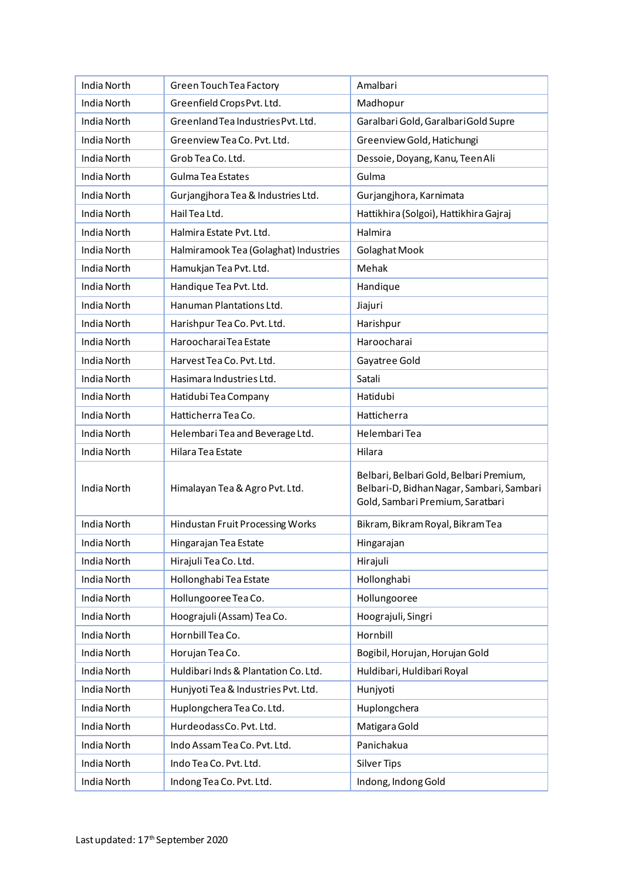| India North | Green Touch Tea Factory | Amalbari |
|---|---|---|
| India North | Greenfield Crops Pvt. Ltd. | Madhopur |
| India North | Greenland Tea Industries Pvt. Ltd. | Garalbari Gold, Garalbari Gold Supre |
| India North | Greenview Tea Co. Pvt. Ltd. | Greenview Gold, Hatichungi |
| India North | Grob Tea Co. Ltd. | Dessoie, Doyang, Kanu, Teen Ali |
| India North | Gulma Tea Estates | Gulma |
| India North | Gurjangjhora Tea & Industries Ltd. | Gurjangjhora, Karnimata |
| India North | Hail Tea Ltd. | Hattikhira (Solgoi), Hattikhira Gajraj |
| India North | Halmira Estate Pvt. Ltd. | Halmira |
| India North | Halmiramook Tea (Golaghat) Industries | Golaghat Mook |
| India North | Hamukjan Tea Pvt. Ltd. | Mehak |
| India North | Handique Tea Pvt. Ltd. | Handique |
| India North | Hanuman Plantations Ltd. | Jiajuri |
| India North | Harishpur Tea Co. Pvt. Ltd. | Harishpur |
| India North | Haroocharai Tea Estate | Haroocharai |
| India North | Harvest Tea Co. Pvt. Ltd. | Gayatree Gold |
| India North | Hasimara Industries Ltd. | Satali |
| India North | Hatidubi Tea Company | Hatidubi |
| India North | Hatticherra Tea Co. | Hatticherra |
| India North | Helembari Tea and Beverage Ltd. | Helembari Tea |
| India North | Hilara Tea Estate | Hilara |
| India North | Himalayan Tea & Agro Pvt. Ltd. | Belbari, Belbari Gold, Belbari Premium, Belbari-D, Bidhan Nagar, Sambari, Sambari Gold, Sambari Premium, Saratbari |
| India North | Hindustan Fruit Processing Works | Bikram, Bikram Royal, Bikram Tea |
| India North | Hingarajan Tea Estate | Hingarajan |
| India North | Hirajuli Tea Co. Ltd. | Hirajuli |
| India North | Hollonghabi Tea Estate | Hollonghabi |
| India North | Hollungooree Tea Co. | Hollungooree |
| India North | Hoograjuli (Assam) Tea Co. | Hoograjuli, Singri |
| India North | Hornbill Tea Co. | Hornbill |
| India North | Horujan Tea Co. | Bogibil, Horujan, Horujan Gold |
| India North | Huldibari Inds & Plantation Co. Ltd. | Huldibari, Huldibari Royal |
| India North | Hunjyoti Tea & Industries Pvt. Ltd. | Hunjyoti |
| India North | Huplongchera Tea Co. Ltd. | Huplongchera |
| India North | Hurdeodass Co. Pvt. Ltd. | Matigara Gold |
| India North | Indo Assam Tea Co. Pvt. Ltd. | Panichakua |
| India North | Indo Tea Co. Pvt. Ltd. | Silver Tips |
| India North | Indong Tea Co. Pvt. Ltd. | Indong, Indong Gold |

Last updated: 17th September 2020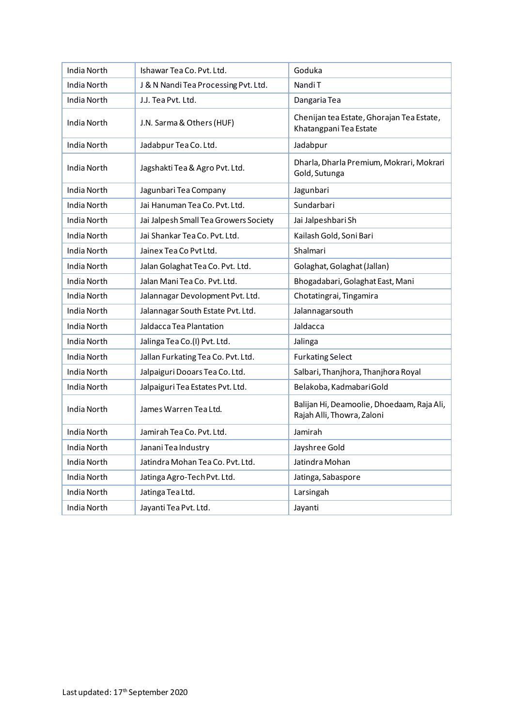| India North | Ishawar Tea Co. Pvt. Ltd. | Goduka |
|---|---|---|
| India North | J & N Nandi Tea Processing Pvt. Ltd. | Nandi T |
| India North | J.J. Tea Pvt. Ltd. | Dangaria Tea |
| India North | J.N. Sarma & Others (HUF) | Chenijan tea Estate, Ghorajan Tea Estate, Khatangpani Tea Estate |
| India North | Jadabpur Tea Co. Ltd. | Jadabpur |
| India North | Jagshakti Tea & Agro Pvt. Ltd. | Dharla, Dharla Premium, Mokrari, Mokrari Gold, Sutunga |
| India North | Jagunbari Tea Company | Jagunbari |
| India North | Jai Hanuman Tea Co. Pvt. Ltd. | Sundarbari |
| India North | Jai Jalpesh Small Tea Growers Society | Jai Jalpeshbari Sh |
| India North | Jai Shankar Tea Co. Pvt. Ltd. | Kailash Gold, Soni Bari |
| India North | Jainex Tea Co Pvt Ltd. | Shalmari |
| India North | Jalan Golaghat Tea Co. Pvt. Ltd. | Golaghat, Golaghat (Jallan) |
| India North | Jalan Mani Tea Co. Pvt. Ltd. | Bhogadabari, Golaghat East, Mani |
| India North | Jalannagar Devolopment Pvt. Ltd. | Chotatingrai, Tingamira |
| India North | Jalannagar South Estate Pvt. Ltd. | Jalannagarsouth |
| India North | Jaldacca Tea Plantation | Jaldacca |
| India North | Jalinga Tea Co.(I) Pvt. Ltd. | Jalinga |
| India North | Jallan Furkating Tea Co. Pvt. Ltd. | Furkating Select |
| India North | Jalpaiguri Dooars Tea Co. Ltd. | Salbari, Thanjhora, Thanjhora Royal |
| India North | Jalpaiguri Tea Estates Pvt. Ltd. | Belakoba, Kadmabari Gold |
| India North | James Warren Tea Ltd. | Balijan Hi, Deamoolie, Dhoedaam, Raja Ali, Rajah Alli, Thowra, Zaloni |
| India North | Jamirah Tea Co. Pvt. Ltd. | Jamirah |
| India North | Janani Tea Industry | Jayshree Gold |
| India North | Jatindra Mohan Tea Co. Pvt. Ltd. | Jatindra Mohan |
| India North | Jatinga Agro-Tech Pvt. Ltd. | Jatinga, Sabaspore |
| India North | Jatinga Tea Ltd. | Larsingah |
| India North | Jayanti Tea Pvt. Ltd. | Jayanti |

Last updated: 17th September 2020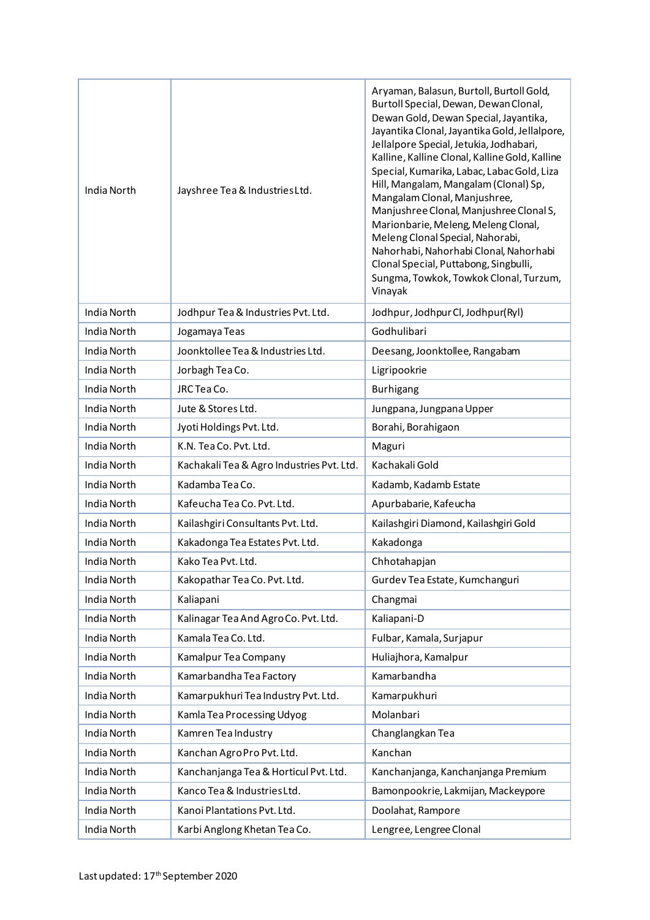| | | |
|---|---|---|
| India North | Jayshree Tea & Industries Ltd. | Aryaman, Balasun, Burtoll, Burtoll Gold, Burtoll Special, Dewan, Dewan Clonal, Dewan Gold, Dewan Special, Jayantika, Jayantika Clonal, Jayantika Gold, Jellapore, Jellalpore Special, Jetukia, Jodhabari, Kalline, Kalline Clonal, Kalline Gold, Kalline Special, Kumarika, Labac, Labac Gold, Liza Hill, Mangalam, Mangalam (Clonal) Sp, Mangalam Clonal, Manjushree, Manjushree Clonal, Manjushree Clonal S, Marionbarie, Meleng, Meleng Clonal, Meleng Clonal Special, Nahorabi, Nahorhabi, Nahorhabi Clonal, Nahorhabi Clonal Special, Puttabong, Singbulli, Sungma, Towkok, Towkok Clonal, Turzum, Vinayak |
| India North | Jodhpur Tea & Industries Pvt. Ltd. | Jodhpur, Jodhpur Cl, Jodhpur(Ryl) |
| India North | Jogamaya Teas | Godhulibari |
| India North | Joonktollee Tea & Industries Ltd. | Deesang, Joonktollee, Rangabam |
| India North | Jorbagh Tea Co. | Ligripookrie |
| India North | JRC Tea Co. | Burhigang |
| India North | Jute & Stores Ltd. | Jungpana, Jungpana Upper |
| India North | Jyoti Holdings Pvt. Ltd. | Borahi, Borahigaon |
| India North | K.N. Tea Co. Pvt. Ltd. | Maguri |
| India North | Kachakali Tea & Agro Industries Pvt. Ltd. | Kachakali Gold |
| India North | Kadamba Tea Co. | Kadamb, Kadamb Estate |
| India North | Kafeucha Tea Co. Pvt. Ltd. | Apurbabarie, Kafeucha |
| India North | Kailashgiri Consultants Pvt. Ltd. | Kailashgiri Diamond, Kailashgiri Gold |
| India North | Kakadonga Tea Estates Pvt. Ltd. | Kakadonga |
| India North | Kako Tea Pvt. Ltd. | Chhotahapjan |
| India North | Kakopathar Tea Co. Pvt. Ltd. | Gurdev Tea Estate, Kumchanguri |
| India North | Kaliapani | Changmai |
| India North | Kalinagar Tea And Agro Co. Pvt. Ltd. | Kaliapani-D |
| India North | Kamala Tea Co. Ltd. | Fulbar, Kamala, Surjapur |
| India North | Kamalpur Tea Company | Huliajhora, Kamalpur |
| India North | Kamarbandha Tea Factory | Kamarbandha |
| India North | Kamarpukhuri Tea Industry Pvt. Ltd. | Kamarpukhuri |
| India North | Kamla Tea Processing Udyog | Molanbari |
| India North | Kamren Tea Industry | Changlangkan Tea |
| India North | Kanchan Agro Pro Pvt. Ltd. | Kanchan |
| India North | Kanchanjanga Tea & Horticul Pvt. Ltd. | Kanchanjanga, Kanchanjanga Premium |
| India North | Kanco Tea & Industries Ltd. | Bamonpookrie, Lakmijan, Mackeypore |
| India North | Kanoi Plantations Pvt. Ltd. | Doolahat, Rampore |
| India North | Karbi Anglong Khetan Tea Co. | Lengree, Lengree Clonal |

Last updated: 17th September 2020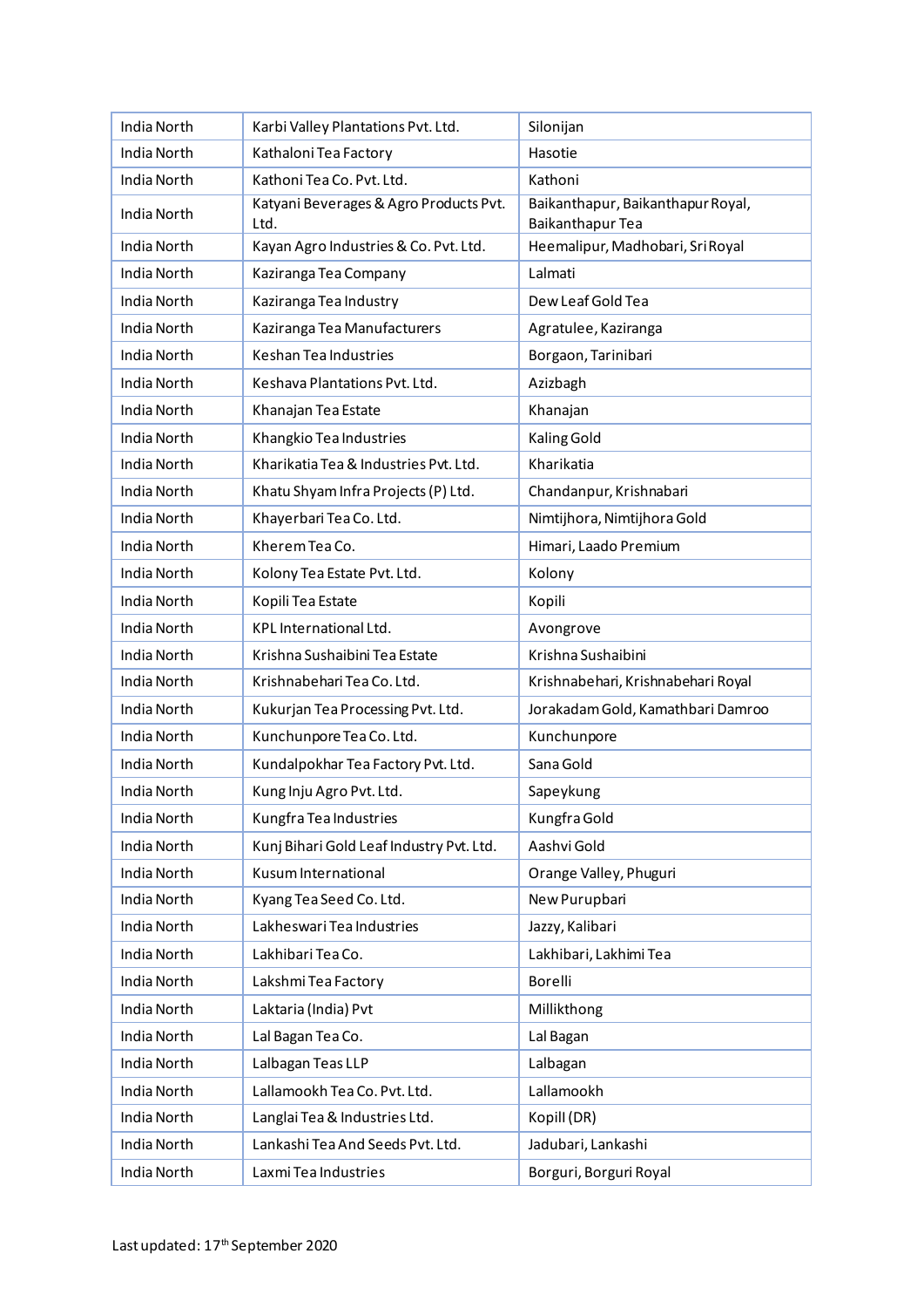| India North | Karbi Valley Plantations Pvt. Ltd. | Silonijan |
|---|---|---|
| India North | Kathaloni Tea Factory | Hasotie |
| India North | Kathoni Tea Co. Pvt. Ltd. | Kathoni |
| India North | Katyani Beverages & Agro Products Pvt. Ltd. | Baikanthapur, Baikanthapur Royal, Baikanthapur Tea |
| India North | Kayan Agro Industries & Co. Pvt. Ltd. | Heemalipur, Madhobari, Sri Royal |
| India North | Kaziranga Tea Company | Lalmati |
| India North | Kaziranga Tea Industry | Dew Leaf Gold Tea |
| India North | Kaziranga Tea Manufacturers | Agratulee, Kaziranga |
| India North | Keshan Tea Industries | Borgaon, Tarinibari |
| India North | Keshava Plantations Pvt. Ltd. | Azizbagh |
| India North | Khanajan Tea Estate | Khanajan |
| India North | Khangkio Tea Industries | Kaling Gold |
| India North | Kharikatia Tea & Industries Pvt. Ltd. | Kharikatia |
| India North | Khatu Shyam Infra Projects (P) Ltd. | Chandanpur, Krishnabari |
| India North | Khayerbari Tea Co. Ltd. | Nimtijhora, Nimtijhora Gold |
| India North | Kherem Tea Co. | Himari, Laado Premium |
| India North | Kolony Tea Estate Pvt. Ltd. | Kolony |
| India North | Kopili Tea Estate | Kopili |
| India North | KPL International Ltd. | Avongrove |
| India North | Krishna Sushaibini Tea Estate | Krishna Sushaibini |
| India North | Krishnabehari Tea Co. Ltd. | Krishnabehari, Krishnabehari Royal |
| India North | Kukurjan Tea Processing Pvt. Ltd. | Jorakadam Gold, Kamathbari Damroo |
| India North | Kunchunpore Tea Co. Ltd. | Kunchunpore |
| India North | Kundalpokhar Tea Factory Pvt. Ltd. | Sana Gold |
| India North | Kung Inju Agro Pvt. Ltd. | Sapeykung |
| India North | Kungfra Tea Industries | Kungfra Gold |
| India North | Kunj Bihari Gold Leaf Industry Pvt. Ltd. | Aashvi Gold |
| India North | Kusum International | Orange Valley, Phuguri |
| India North | Kyang Tea Seed Co. Ltd. | New Purupbari |
| India North | Lakheswari Tea Industries | Jazzy, Kalibari |
| India North | Lakhibari Tea Co. | Lakhibari, Lakhimi Tea |
| India North | Lakshmi Tea Factory | Borelli |
| India North | Laktaria (India) Pvt | Millikthong |
| India North | Lal Bagan Tea Co. | Lal Bagan |
| India North | Lalbagan Teas LLP | Lalbagan |
| India North | Lallamookh Tea Co. Pvt. Ltd. | Lallamookh |
| India North | Langlai Tea & Industries Ltd. | Kopill (DR) |
| India North | Lankashi Tea And Seeds Pvt. Ltd. | Jadubari, Lankashi |
| India North | Laxmi Tea Industries | Borguri, Borguri Royal |

Last updated: 17th September 2020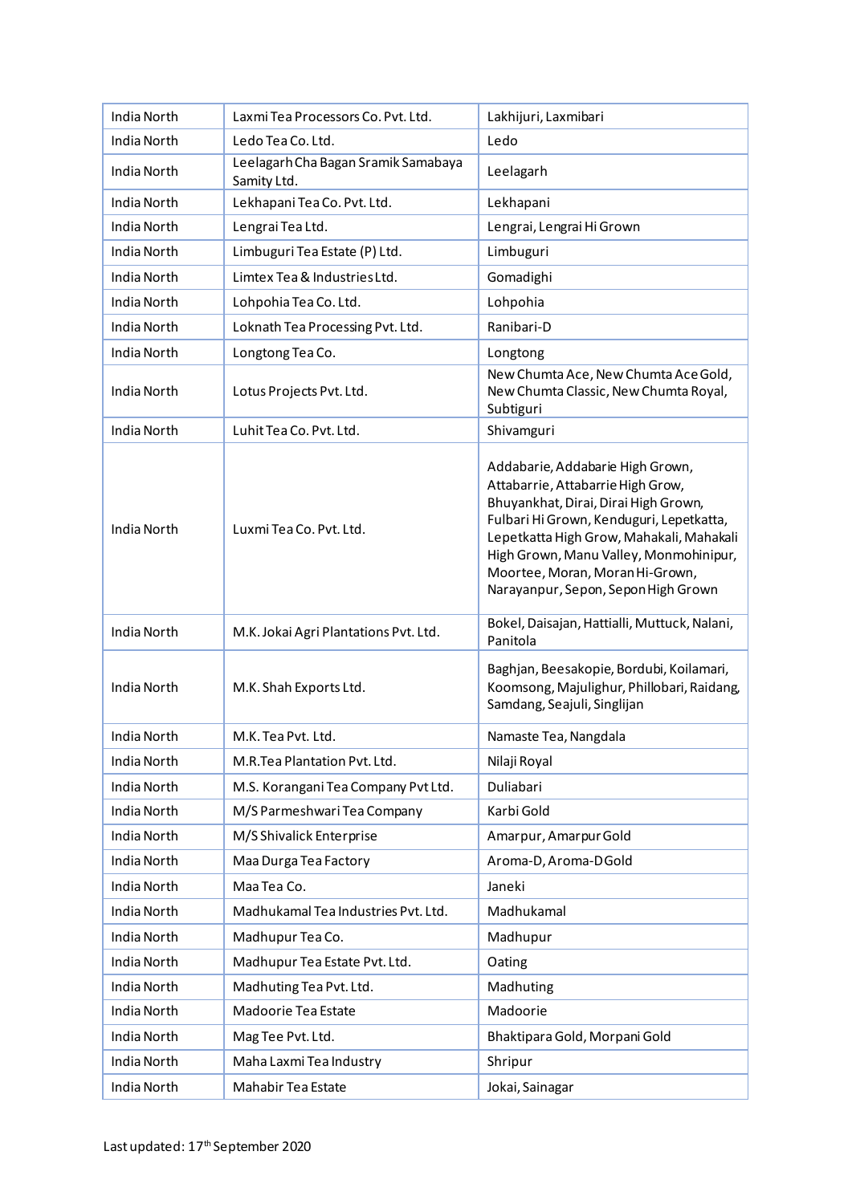| India North | Laxmi Tea Processors Co. Pvt. Ltd. | Lakhijuri, Laxmibari |
|---|---|---|
| India North | Ledo Tea Co. Ltd. | Ledo |
| India North | Leelagarh Cha Bagan Sramik Samabaya Samity Ltd. | Leelagarh |
| India North | Lekhapani Tea Co. Pvt. Ltd. | Lekhapani |
| India North | Lengrai Tea Ltd. | Lengrai, Lengrai Hi Grown |
| India North | Limbuguri Tea Estate (P) Ltd. | Limbuguri |
| India North | Limtex Tea & Industries Ltd. | Gomadighi |
| India North | Lohpohia Tea Co. Ltd. | Lohpohia |
| India North | Loknath Tea Processing Pvt. Ltd. | Ranibari-D |
| India North | Longtong Tea Co. | Longtong |
| India North | Lotus Projects Pvt. Ltd. | New Chumta Ace, New Chumta Ace Gold, New Chumta Classic, New Chumta Royal, Subtiguri |
| India North | Luhit Tea Co. Pvt. Ltd. | Shivamguri |
| India North | Luxmi Tea Co. Pvt. Ltd. | Addabarie, Addabarie High Grown, Attabarrie, Attabarrie High Grow, Bhuyankhat, Dirai, Dirai High Grown, Fulbari Hi Grown, Kenduguri, Lepetkatta, Lepetkatta High Grow, Mahakali, Mahakali High Grown, Manu Valley, Monmohinipur, Moortee, Moran, Moran Hi-Grown, Narayanpur, Sepon, Sepon High Grown |
| India North | M.K. Jokai Agri Plantations Pvt. Ltd. | Bokel, Daisajan, Hattialli, Muttuck, Nalani, Panitola |
| India North | M.K. Shah Exports Ltd. | Baghjan, Beesakopie, Bordubi, Koilamari, Koomsong, Majulighur, Phillobari, Raidang, Samdang, Seajuli, Singlijan |
| India North | M.K. Tea Pvt. Ltd. | Namaste Tea, Nangdala |
| India North | M.R.Tea Plantation Pvt. Ltd. | Nilaji Royal |
| India North | M.S. Korangani Tea Company Pvt Ltd. | Duliabari |
| India North | M/S Parmeshwari Tea Company | Karbi Gold |
| India North | M/S Shivalick Enterprise | Amarpur, Amarpur Gold |
| India North | Maa Durga Tea Factory | Aroma-D, Aroma-D Gold |
| India North | Maa Tea Co. | Janeki |
| India North | Madhukamal Tea Industries Pvt. Ltd. | Madhukamal |
| India North | Madhupur Tea Co. | Madhupur |
| India North | Madhupur Tea Estate Pvt. Ltd. | Oating |
| India North | Madhuting Tea Pvt. Ltd. | Madhuting |
| India North | Madoorie Tea Estate | Madoorie |
| India North | Mag Tee Pvt. Ltd. | Bhaktipara Gold, Morpani Gold |
| India North | Maha Laxmi Tea Industry | Shripur |
| India North | Mahabir Tea Estate | Jokai, Sainagar |

Last updated: 17th September 2020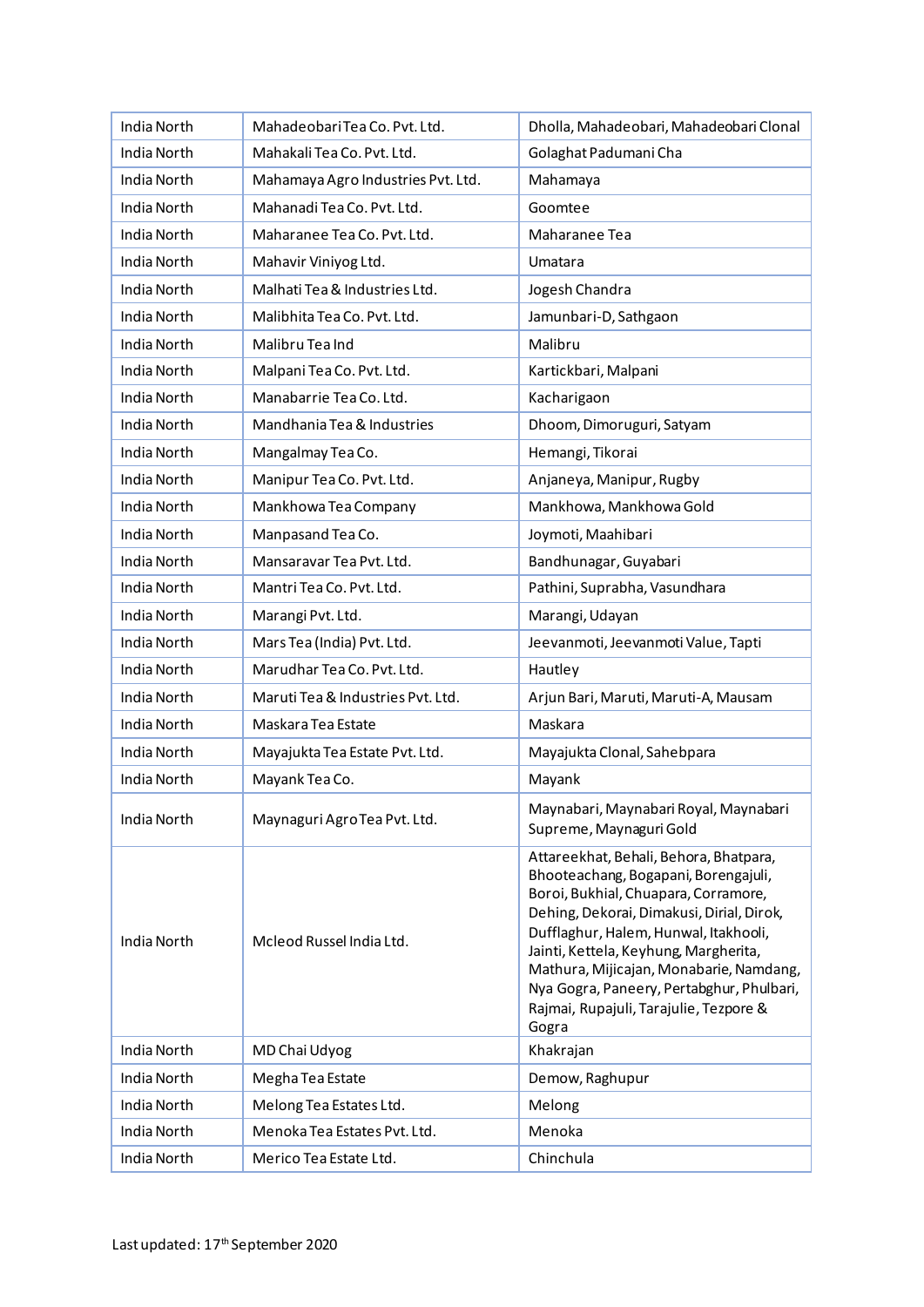| India North | Mahadeobari Tea Co. Pvt. Ltd. | Dholla, Mahadeobari, Mahadeobari Clonal |
|---|---|---|
| India North | Mahakali Tea Co. Pvt. Ltd. | Golaghat Padumani Cha |
| India North | Mahamaya Agro Industries Pvt. Ltd. | Mahamaya |
| India North | Mahanadi Tea Co. Pvt. Ltd. | Goomtee |
| India North | Maharanee Tea Co. Pvt. Ltd. | Maharanee Tea |
| India North | Mahavir Viniyog Ltd. | Umatara |
| India North | Malhati Tea & Industries Ltd. | Jogesh Chandra |
| India North | Malibhita Tea Co. Pvt. Ltd. | Jamunbari-D, Sathgaon |
| India North | Malibru Tea Ind | Malibru |
| India North | Malpani Tea Co. Pvt. Ltd. | Kartickbari, Malpani |
| India North | Manabarrie Tea Co. Ltd. | Kacharigaon |
| India North | Mandhania Tea & Industries | Dhoom, Dimoruguri, Satyam |
| India North | Mangalmay Tea Co. | Hemangi, Tikorai |
| India North | Manipur Tea Co. Pvt. Ltd. | Anjaneya, Manipur, Rugby |
| India North | Mankhowa Tea Company | Mankhowa, Mankhowa Gold |
| India North | Manpasand Tea Co. | Joymoti, Maahibari |
| India North | Mansaravar Tea Pvt. Ltd. | Bandhunagar, Guyabari |
| India North | Mantri Tea Co. Pvt. Ltd. | Pathini, Suprabha, Vasundhara |
| India North | Marangi Pvt. Ltd. | Marangi, Udayan |
| India North | Mars Tea (India) Pvt. Ltd. | Jeevanmoti, Jeevanmoti Value, Tapti |
| India North | Marudhar Tea Co. Pvt. Ltd. | Hautley |
| India North | Maruti Tea & Industries Pvt. Ltd. | Arjun Bari, Maruti, Maruti-A, Mausam |
| India North | Maskara Tea Estate | Maskara |
| India North | Mayajukta Tea Estate Pvt. Ltd. | Mayajukta Clonal, Sahebpara |
| India North | Mayank Tea Co. | Mayank |
| India North | Maynaguri Agro Tea Pvt. Ltd. | Maynabari, Maynabari Royal, Maynabari Supreme, Maynaguri Gold |
| India North | Mcleod Russel India Ltd. | Attareekhat, Behali, Behora, Bhatpara, Bhooteachang, Bogapani, Borengajuli, Boroi, Bukhial, Chuapara, Corramore, Dehing, Dekorai, Dimakusi, Dirial, Dirok, Dufflaghur, Halem, Hunwal, Itakhooli, Jainti, Kettela, Keyhung, Margherita, Mathura, Mijicajan, Monabarie, Namdang, Nya Gogra, Paneery, Pertabghur, Phulbari, Rajmai, Rupajuli, Tarajulie, Tezpore & Gogra |
| India North | MD Chai Udyog | Khakrajan |
| India North | Megha Tea Estate | Demow, Raghupur |
| India North | Melong Tea Estates Ltd. | Melong |
| India North | Menoka Tea Estates Pvt. Ltd. | Menoka |
| India North | Merico Tea Estate Ltd. | Chinchula |

Last updated: 17th September 2020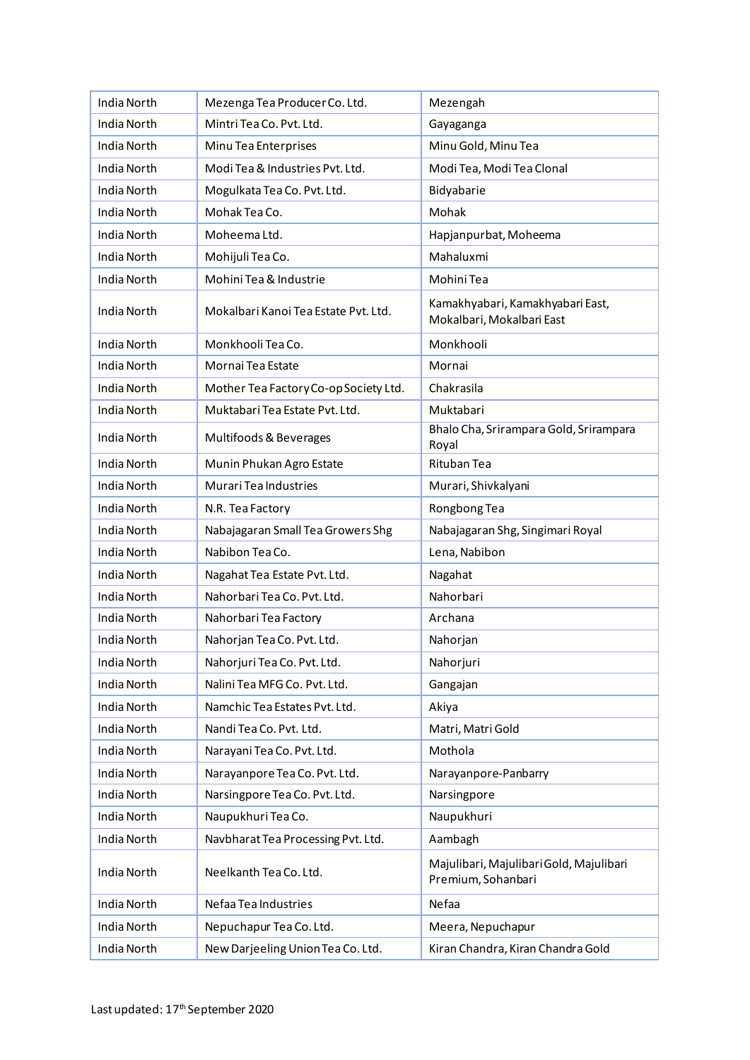| India North | Mezenga Tea Producer Co. Ltd. | Mezengah |
|---|---|---|
| India North | Mintri Tea Co. Pvt. Ltd. | Gayaganga |
| India North | Minu Tea Enterprises | Minu Gold, Minu Tea |
| India North | Modi Tea & Industries Pvt. Ltd. | Modi Tea, Modi Tea Clonal |
| India North | Mogulkata Tea Co. Pvt. Ltd. | Bidyabarie |
| India North | Mohak Tea Co. | Mohak |
| India North | Moheema Ltd. | Hapjanpurbat, Moheema |
| India North | Mohijuli Tea Co. | Mahaluxmi |
| India North | Mohini Tea & Industrie | Mohini Tea |
| India North | Mokalbari Kanoi Tea Estate Pvt. Ltd. | Kamakhyabari, Kamakhyabari East, Mokalbari, Mokalbari East |
| India North | Monkhooli Tea Co. | Monkhooli |
| India North | Mornai Tea Estate | Mornai |
| India North | Mother Tea Factory Co-op Society Ltd. | Chakrasila |
| India North | Muktabari Tea Estate Pvt. Ltd. | Muktabari |
| India North | Multifoods & Beverages | Bhalo Cha, Srirampara Gold, Srirampara Royal |
| India North | Munin Phukan Agro Estate | Rituban Tea |
| India North | Murari Tea Industries | Murari, Shivkalyani |
| India North | N.R. Tea Factory | Rongbong Tea |
| India North | Nabajagaran Small Tea Growers Shg | Nabajagaran Shg, Singimari Royal |
| India North | Nabibon Tea Co. | Lena, Nabibon |
| India North | Nagahat Tea Estate Pvt. Ltd. | Nagahat |
| India North | Nahorbari Tea Co. Pvt. Ltd. | Nahorbari |
| India North | Nahorbari Tea Factory | Archana |
| India North | Nahorjan Tea Co. Pvt. Ltd. | Nahorjan |
| India North | Nahorjuri Tea Co. Pvt. Ltd. | Nahorjuri |
| India North | Nalini Tea MFG Co. Pvt. Ltd. | Gangajan |
| India North | Namchic Tea Estates Pvt. Ltd. | Akiya |
| India North | Nandi Tea Co. Pvt. Ltd. | Matri, Matri Gold |
| India North | Narayani Tea Co. Pvt. Ltd. | Mothola |
| India North | Narayanpore Tea Co. Pvt. Ltd. | Narayanpore-Panbarry |
| India North | Narsingpore Tea Co. Pvt. Ltd. | Narsingpore |
| India North | Naupukhuri Tea Co. | Naupukhuri |
| India North | Navbharat Tea Processing Pvt. Ltd. | Aambagh |
| India North | Neelkanth Tea Co. Ltd. | Majulibari, Majulibari Gold, Majulibari Premium, Sohanbari |
| India North | Nefaa Tea Industries | Nefaa |
| India North | Nepuchapur Tea Co. Ltd. | Meera, Nepuchapur |
| India North | New Darjeeling Union Tea Co. Ltd. | Kiran Chandra, Kiran Chandra Gold |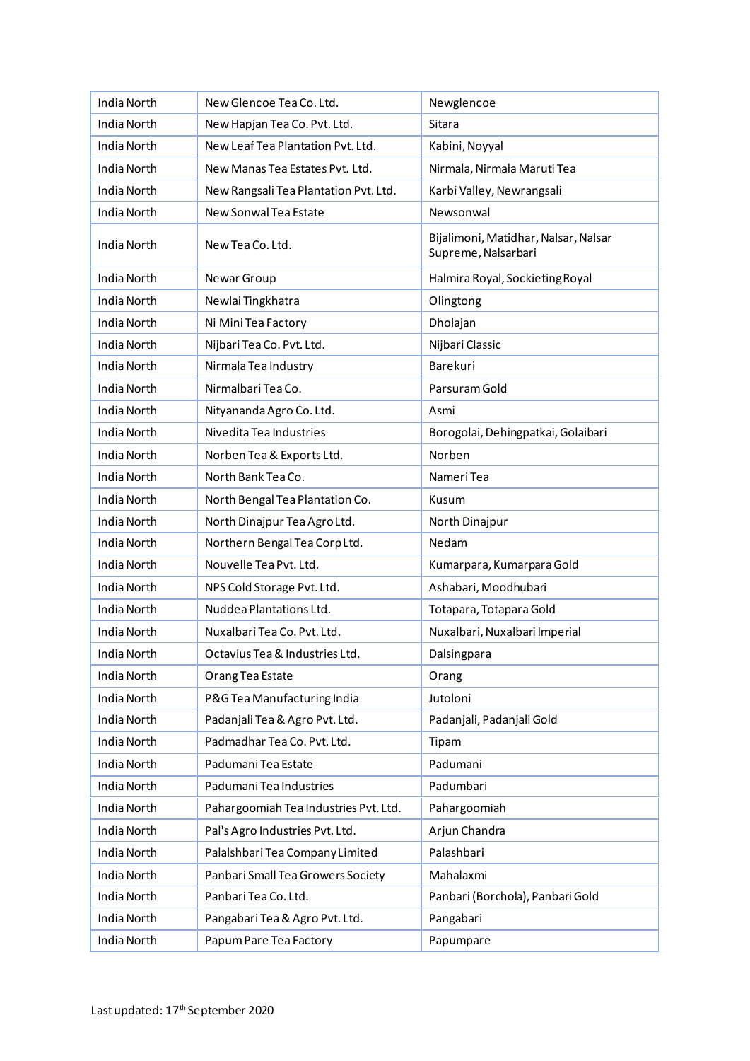| India North | New Glencoe Tea Co. Ltd. | Newglencoe |
|---|---|---|
| India North | New Hapjan Tea Co. Pvt. Ltd. | Sitara |
| India North | New Leaf Tea Plantation Pvt. Ltd. | Kabini, Noyyal |
| India North | New Manas Tea Estates Pvt. Ltd. | Nirmala, Nirmala Maruti Tea |
| India North | New Rangsali Tea Plantation Pvt. Ltd. | Karbi Valley, Newrangsali |
| India North | New Sonwal Tea Estate | Newsonwal |
| India North | New Tea Co. Ltd. | Bijalimoni, Matidhar, Nalsar, Nalsar Supreme, Nalsarbari |
| India North | Newar Group | Halmira Royal, Sockieting Royal |
| India North | Newlai Tingkhatra | Olingtong |
| India North | Ni Mini Tea Factory | Dholajan |
| India North | Nijbari Tea Co. Pvt. Ltd. | Nijbari Classic |
| India North | Nirmala Tea Industry | Barekuri |
| India North | Nirmalbari Tea Co. | Parsuram Gold |
| India North | Nityananda Agro Co. Ltd. | Asmi |
| India North | Nivedita Tea Industries | Borogolai, Dehingpatkai, Golaibari |
| India North | Norben Tea & Exports Ltd. | Norben |
| India North | North Bank Tea Co. | Nameri Tea |
| India North | North Bengal Tea Plantation Co. | Kusum |
| India North | North Dinajpur Tea Agro Ltd. | North Dinajpur |
| India North | Northern Bengal Tea Corp Ltd. | Nedam |
| India North | Nouvelle Tea Pvt. Ltd. | Kumarpara, Kumarpara Gold |
| India North | NPS Cold Storage Pvt. Ltd. | Ashabari, Moodhubari |
| India North | Nuddea Plantations Ltd. | Totapara, Totapara Gold |
| India North | Nuxalbari Tea Co. Pvt. Ltd. | Nuxalbari, Nuxalbari Imperial |
| India North | Octavius Tea & Industries Ltd. | Dalsingpara |
| India North | Orang Tea Estate | Orang |
| India North | P&G Tea Manufacturing India | Jutoloni |
| India North | Padanjali Tea & Agro Pvt. Ltd. | Padanjali, Padanjali Gold |
| India North | Padmadhar Tea Co. Pvt. Ltd. | Tipam |
| India North | Padumani Tea Estate | Padumani |
| India North | Padumani Tea Industries | Padumbari |
| India North | Pahargoomiah Tea Industries Pvt. Ltd. | Pahargoomiah |
| India North | Pal's Agro Industries Pvt. Ltd. | Arjun Chandra |
| India North | Palalshbari Tea Company Limited | Palashbari |
| India North | Panbari Small Tea Growers Society | Mahalaxmi |
| India North | Panbari Tea Co. Ltd. | Panbari (Borchola), Panbari Gold |
| India North | Pangabari Tea & Agro Pvt. Ltd. | Pangabari |
| India North | Papum Pare Tea Factory | Papumpare |

Last updated: 17th September 2020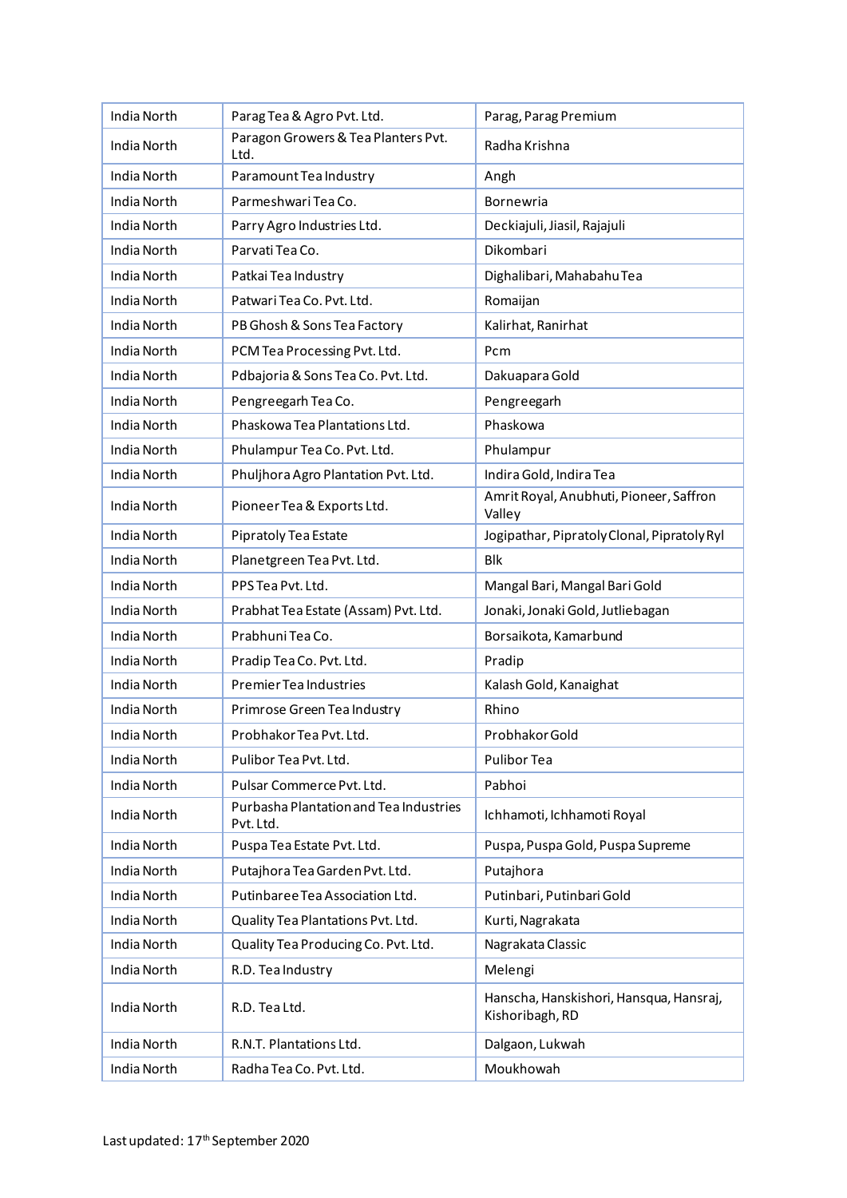| India North | Parag Tea & Agro Pvt. Ltd. | Parag, Parag Premium |
|---|---|---|
| India North | Paragon Growers & Tea Planters Pvt. Ltd. | Radha Krishna |
| India North | Paramount Tea Industry | Angh |
| India North | Parmeshwari Tea Co. | Bornewria |
| India North | Parry Agro Industries Ltd. | Deckiajuli, Jiasil, Rajajuli |
| India North | Parvati Tea Co. | Dikombari |
| India North | Patkai Tea Industry | Dighalibari, Mahabahu Tea |
| India North | Patwari Tea Co. Pvt. Ltd. | Romaijan |
| India North | PB Ghosh & Sons Tea Factory | Kalirhat, Ranirhat |
| India North | PCM Tea Processing Pvt. Ltd. | Pcm |
| India North | Pdbajoria & Sons Tea Co. Pvt. Ltd. | Dakuapara Gold |
| India North | Pengreegarh Tea Co. | Pengreegarh |
| India North | Phaskowa Tea Plantations Ltd. | Phaskowa |
| India North | Phulampur Tea Co. Pvt. Ltd. | Phulampur |
| India North | Phuljhora Agro Plantation Pvt. Ltd. | Indira Gold, Indira Tea |
| India North | Pioneer Tea & Exports Ltd. | Amrit Royal, Anubhuti, Pioneer, Saffron Valley |
| India North | Pipratoly Tea Estate | Jogipathar, Pipratoly Clonal, Pipratoly Ryl |
| India North | Planetgreen Tea Pvt. Ltd. | Blk |
| India North | PPS Tea Pvt. Ltd. | Mangal Bari, Mangal Bari Gold |
| India North | Prabhat Tea Estate (Assam) Pvt. Ltd. | Jonaki, Jonaki Gold, Jutliebagan |
| India North | Prabhuni Tea Co. | Borsaikota, Kamarbund |
| India North | Pradip Tea Co. Pvt. Ltd. | Pradip |
| India North | Premier Tea Industries | Kalash Gold, Kanaighat |
| India North | Primrose Green Tea Industry | Rhino |
| India North | Probhakor Tea Pvt. Ltd. | Probhakor Gold |
| India North | Pulibor Tea Pvt. Ltd. | Pulibor Tea |
| India North | Pulsar Commerce Pvt. Ltd. | Pabhoi |
| India North | Purbasha Plantation and Tea Industries Pvt. Ltd. | Ichhamoti, Ichhamoti Royal |
| India North | Puspa Tea Estate Pvt. Ltd. | Puspa, Puspa Gold, Puspa Supreme |
| India North | Putajhora Tea Garden Pvt. Ltd. | Putajhora |
| India North | Putinbaree Tea Association Ltd. | Putinbari, Putinbari Gold |
| India North | Quality Tea Plantations Pvt. Ltd. | Kurti, Nagrakata |
| India North | Quality Tea Producing Co. Pvt. Ltd. | Nagrakata Classic |
| India North | R.D. Tea Industry | Melengi |
| India North | R.D. Tea Ltd. | Hanscha, Hanskishori, Hansqua, Hansraj, Kishoribagh, RD |
| India North | R.N.T. Plantations Ltd. | Dalgaon, Lukwah |
| India North | Radha Tea Co. Pvt. Ltd. | Moukhowah |

Last updated: 17th September 2020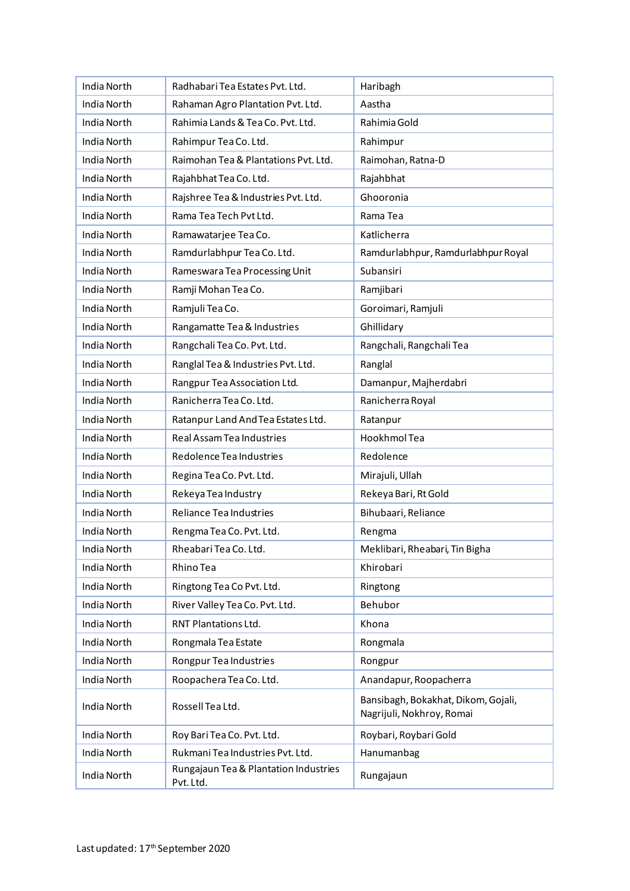| | | |
|---|---|---|
| India North | Radhabari Tea Estates Pvt. Ltd. | Haribagh |
| India North | Rahaman Agro Plantation Pvt. Ltd. | Aastha |
| India North | Rahimia Lands & Tea Co. Pvt. Ltd. | Rahimia Gold |
| India North | Rahimpur Tea Co. Ltd. | Rahimpur |
| India North | Raimohan Tea & Plantations Pvt. Ltd. | Raimohan, Ratna-D |
| India North | Rajahbhat Tea Co. Ltd. | Rajahbhat |
| India North | Rajshree Tea & Industries Pvt. Ltd. | Ghooronia |
| India North | Rama Tea Tech Pvt Ltd. | Rama Tea |
| India North | Ramawatarjee Tea Co. | Katlicherra |
| India North | Ramdurlabhpur Tea Co. Ltd. | Ramdurlabhpur, Ramdurlabhpur Royal |
| India North | Rameswara Tea Processing Unit | Subansiri |
| India North | Ramji Mohan Tea Co. | Ramjibari |
| India North | Ramjuli Tea Co. | Goroimari, Ramjuli |
| India North | Rangamatte Tea & Industries | Ghillidary |
| India North | Rangchali Tea Co. Pvt. Ltd. | Rangchali, Rangchali Tea |
| India North | Ranglal Tea & Industries Pvt. Ltd. | Ranglal |
| India North | Rangpur Tea Association Ltd. | Damanpur, Majherdabri |
| India North | Ranicherra Tea Co. Ltd. | Ranicherra Royal |
| India North | Ratanpur Land And Tea Estates Ltd. | Ratanpur |
| India North | Real Assam Tea Industries | Hookhmol Tea |
| India North | Redolence Tea Industries | Redolence |
| India North | Regina Tea Co. Pvt. Ltd. | Mirajuli, Ullah |
| India North | Rekeya Tea Industry | Rekeya Bari, Rt Gold |
| India North | Reliance Tea Industries | Bihubaari, Reliance |
| India North | Rengma Tea Co. Pvt. Ltd. | Rengma |
| India North | Rheabari Tea Co. Ltd. | Meklibari, Rheabari, Tin Bigha |
| India North | Rhino Tea | Khirobari |
| India North | Ringtong Tea Co Pvt. Ltd. | Ringtong |
| India North | River Valley Tea Co. Pvt. Ltd. | Behubor |
| India North | RNT Plantations Ltd. | Khona |
| India North | Rongmala Tea Estate | Rongmala |
| India North | Rongpur Tea Industries | Rongpur |
| India North | Roopachera Tea Co. Ltd. | Anandapur, Roopacherra |
| India North | Rossell Tea Ltd. | Bansibagh, Bokakhat, Dikom, Gojali, Nagrijuli, Nokhroy, Romai |
| India North | Roy Bari Tea Co. Pvt. Ltd. | Roybari, Roybari Gold |
| India North | Rukmani Tea Industries Pvt. Ltd. | Hanumanbag |
| India North | Rungajaun Tea & Plantation Industries Pvt. Ltd. | Rungajaun |

Last updated: 17th September 2020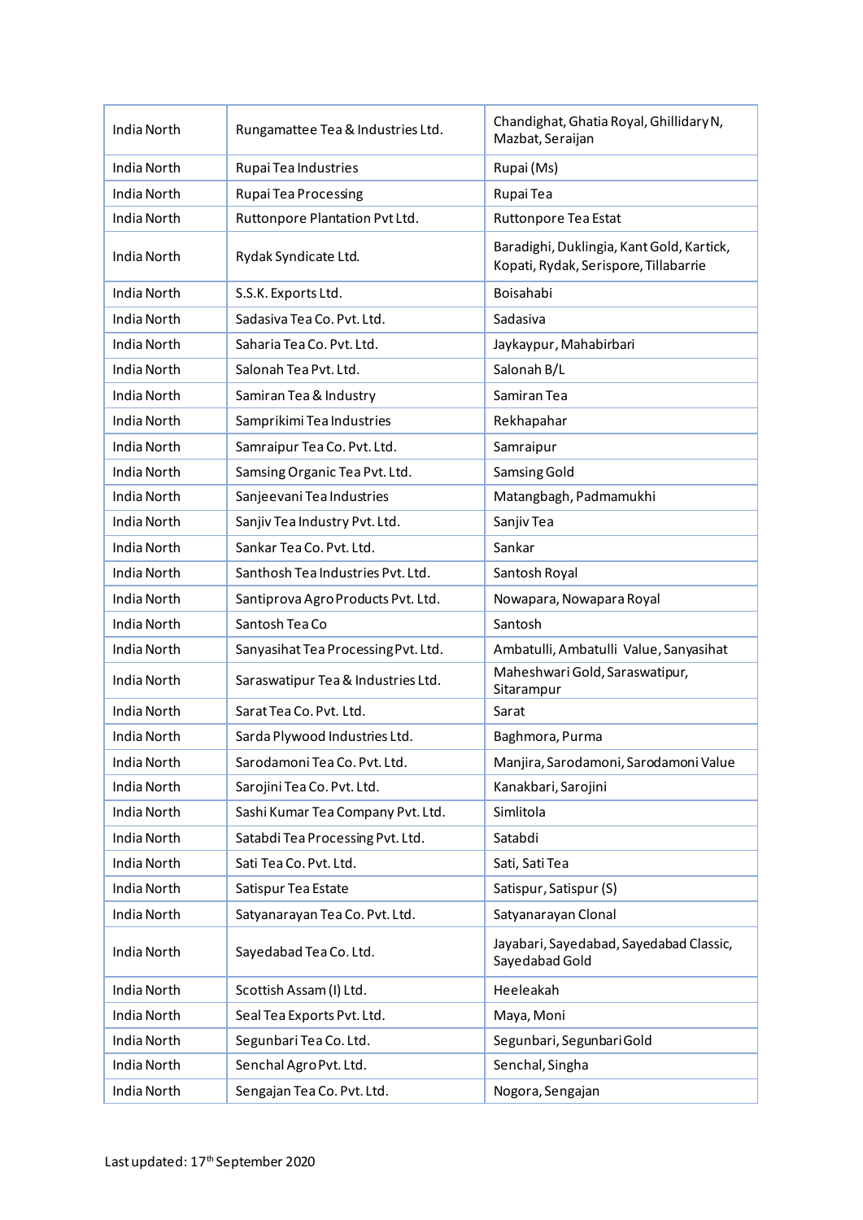| India North | Rungamattee Tea & Industries Ltd. | Chandighat, Ghatia Royal, Ghillidary N, Mazbat, Seraijan |
|---|---|---|
| India North | Rupai Tea Industries | Rupai (Ms) |
| India North | Rupai Tea Processing | Rupai Tea |
| India North | Ruttonpore Plantation Pvt Ltd. | Ruttonpore Tea Estat |
| India North | Rydak Syndicate Ltd. | Baradighi, Duklingia, Kant Gold, Kartick, Kopati, Rydak, Serispore, Tillabarrie |
| India North | S.S.K. Exports Ltd. | Boisahabi |
| India North | Sadasiva Tea Co. Pvt. Ltd. | Sadasiva |
| India North | Saharia Tea Co. Pvt. Ltd. | Jaykaypur, Mahabirbari |
| India North | Salonah Tea Pvt. Ltd. | Salonah B/L |
| India North | Samiran Tea & Industry | Samiran Tea |
| India North | Samprikimi Tea Industries | Rekhapahar |
| India North | Samraipur Tea Co. Pvt. Ltd. | Samraipur |
| India North | Samsing Organic Tea Pvt. Ltd. | Samsing Gold |
| India North | Sanjeevani Tea Industries | Matangbagh, Padmamukhi |
| India North | Sanjiv Tea Industry Pvt. Ltd. | Sanjiv Tea |
| India North | Sankar Tea Co. Pvt. Ltd. | Sankar |
| India North | Santhosh Tea Industries Pvt. Ltd. | Santosh Royal |
| India North | Santiprova Agro Products Pvt. Ltd. | Nowapara, Nowapara Royal |
| India North | Santosh Tea Co | Santosh |
| India North | Sanyasihat Tea Processing Pvt. Ltd. | Ambatulli, Ambatulli Value, Sanyasihat |
| India North | Saraswatipur Tea & Industries Ltd. | Maheshwari Gold, Saraswatipur, Sitarampur |
| India North | Sarat Tea Co. Pvt. Ltd. | Sarat |
| India North | Sarda Plywood Industries Ltd. | Baghmora, Purma |
| India North | Sarodamoni Tea Co. Pvt. Ltd. | Manjira, Sarodamoni, Sarodamoni Value |
| India North | Sarojini Tea Co. Pvt. Ltd. | Kanakbari, Sarojini |
| India North | Sashi Kumar Tea Company Pvt. Ltd. | Simlitola |
| India North | Satabdi Tea Processing Pvt. Ltd. | Satabdi |
| India North | Sati Tea Co. Pvt. Ltd. | Sati, Sati Tea |
| India North | Satispur Tea Estate | Satispur, Satispur (S) |
| India North | Satyanarayan Tea Co. Pvt. Ltd. | Satyanarayan Clonal |
| India North | Sayedabad Tea Co. Ltd. | Jayabari, Sayedabad, Sayedabad Classic, Sayedabad Gold |
| India North | Scottish Assam (I) Ltd. | Heeleakah |
| India North | Seal Tea Exports Pvt. Ltd. | Maya, Moni |
| India North | Segunbari Tea Co. Ltd. | Segunbari, Segunbari Gold |
| India North | Senchal Agro Pvt. Ltd. | Senchal, Singha |
| India North | Sengajan Tea Co. Pvt. Ltd. | Nogora, Sengajan |

Last updated: 17th September 2020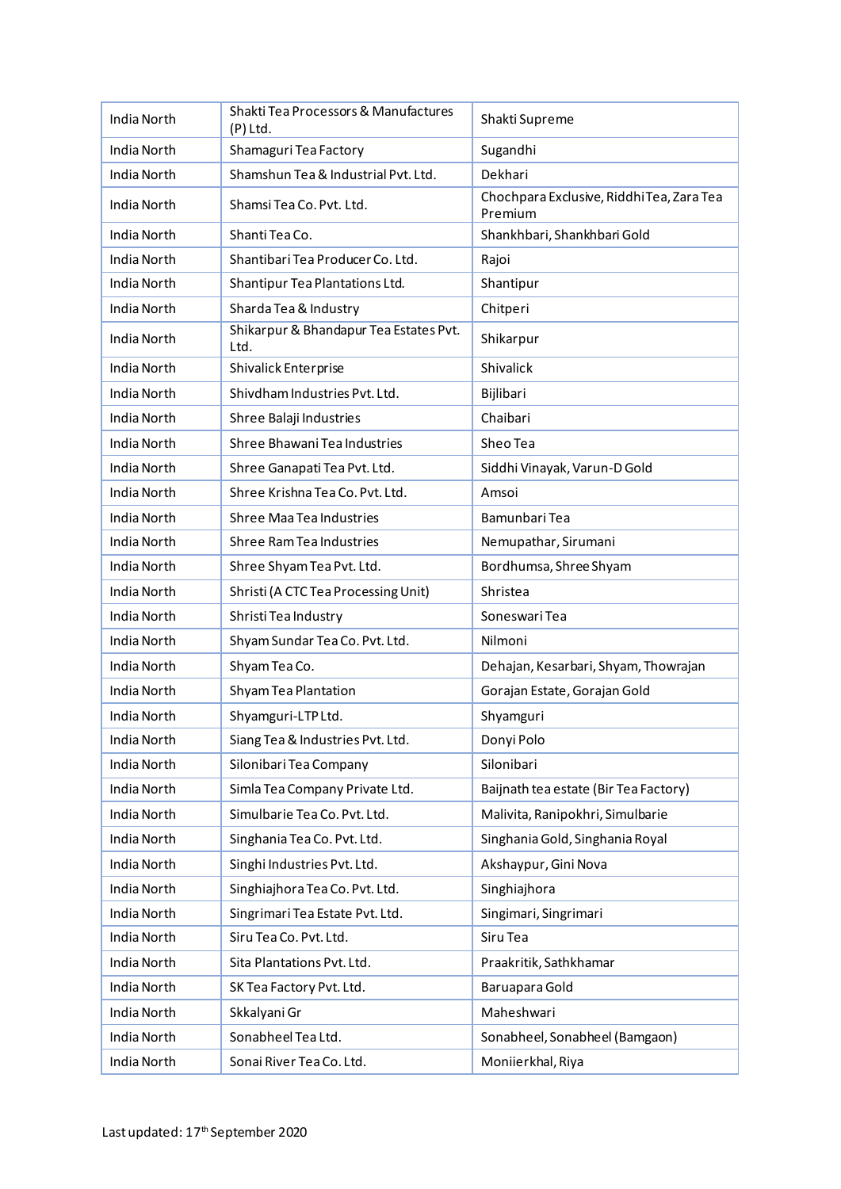| India North | Shakti Tea Processors & Manufactures (P) Ltd. | Shakti Supreme |
|---|---|---|
| India North | Shamaguri Tea Factory | Sugandhi |
| India North | Shamshun Tea & Industrial Pvt. Ltd. | Dekhari |
| India North | Shamsi Tea Co. Pvt. Ltd. | Chochpara Exclusive, Riddhi Tea, Zara Tea Premium |
| India North | Shanti Tea Co. | Shankhbari, Shankhbari Gold |
| India North | Shantibari Tea Producer Co. Ltd. | Rajoi |
| India North | Shantipur Tea Plantations Ltd. | Shantipur |
| India North | Sharda Tea & Industry | Chitperi |
| India North | Shikarpur & Bhandapur Tea Estates Pvt. Ltd. | Shikarpur |
| India North | Shivalick Enterprise | Shivalick |
| India North | Shivdham Industries Pvt. Ltd. | Bijlibari |
| India North | Shree Balaji Industries | Chaibari |
| India North | Shree Bhawani Tea Industries | Sheo Tea |
| India North | Shree Ganapati Tea Pvt. Ltd. | Siddhi Vinayak, Varun-D Gold |
| India North | Shree Krishna Tea Co. Pvt. Ltd. | Amsoi |
| India North | Shree Maa Tea Industries | Bamunbari Tea |
| India North | Shree Ram Tea Industries | Nemupathar, Sirumani |
| India North | Shree Shyam Tea Pvt. Ltd. | Bordhumsa, Shree Shyam |
| India North | Shristi (A CTC Tea Processing Unit) | Shristea |
| India North | Shristi Tea Industry | Soneswari Tea |
| India North | Shyam Sundar Tea Co. Pvt. Ltd. | Nilmoni |
| India North | Shyam Tea Co. | Dehajan, Kesarbari, Shyam, Thowrajan |
| India North | Shyam Tea Plantation | Gorajan Estate, Gorajan Gold |
| India North | Shyamguri-LTP Ltd. | Shyamguri |
| India North | Siang Tea & Industries Pvt. Ltd. | Donyi Polo |
| India North | Silonibari Tea Company | Silonibari |
| India North | Simla Tea Company Private Ltd. | Baijnath tea estate (Bir Tea Factory) |
| India North | Simulbarie Tea Co. Pvt. Ltd. | Malivita, Ranipokhri, Simulbarie |
| India North | Singhania Tea Co. Pvt. Ltd. | Singhania Gold, Singhania Royal |
| India North | Singhi Industries Pvt. Ltd. | Akshaypur, Gini Nova |
| India North | Singhiajhora Tea Co. Pvt. Ltd. | Singhiajhora |
| India North | Singrimari Tea Estate Pvt. Ltd. | Singimari, Singrimari |
| India North | Siru Tea Co. Pvt. Ltd. | Siru Tea |
| India North | Sita Plantations Pvt. Ltd. | Praakritik, Sathkhamar |
| India North | SK Tea Factory Pvt. Ltd. | Baruapara Gold |
| India North | Skkalyani Gr | Maheshwari |
| India North | Sonabheel Tea Ltd. | Sonabheel, Sonabheel (Bamgaon) |
| India North | Sonai River Tea Co. Ltd. | Moniierkhal, Riya |

Last updated: 17th September 2020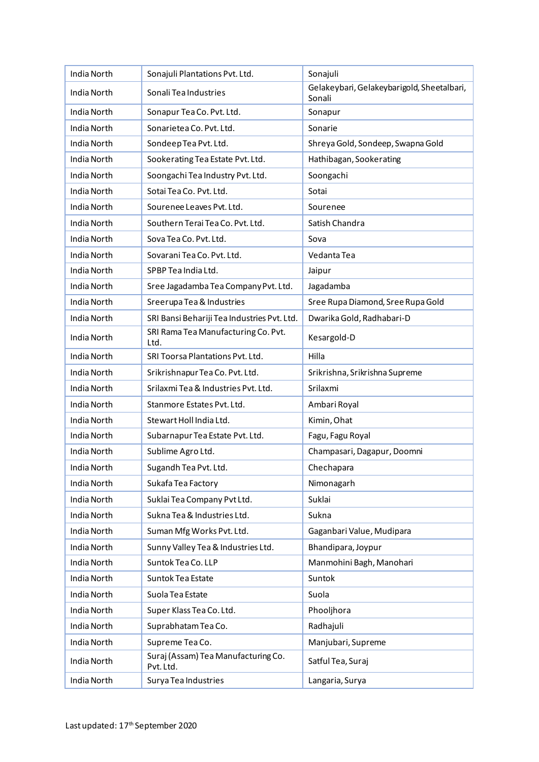| India North | Sonajuli Plantations Pvt. Ltd. | Sonajuli |
|---|---|---|
| India North | Sonali Tea Industries | Gelakeybari, Gelakeybarigold, Sheetalbari, Sonali |
| India North | Sonapur Tea Co. Pvt. Ltd. | Sonapur |
| India North | Sonarietea Co. Pvt. Ltd. | Sonarie |
| India North | Sondeep Tea Pvt. Ltd. | Shreya Gold, Sondeep, Swapna Gold |
| India North | Sookerating Tea Estate Pvt. Ltd. | Hathibagan, Sookerating |
| India North | Soongachi Tea Industry Pvt. Ltd. | Soongachi |
| India North | Sotai Tea Co. Pvt. Ltd. | Sotai |
| India North | Sourenee Leaves Pvt. Ltd. | Sourenee |
| India North | Southern Terai Tea Co. Pvt. Ltd. | Satish Chandra |
| India North | Sova Tea Co. Pvt. Ltd. | Sova |
| India North | Sovarani Tea Co. Pvt. Ltd. | Vedanta Tea |
| India North | SPBP Tea India Ltd. | Jaipur |
| India North | Sree Jagadamba Tea Company Pvt. Ltd. | Jagadamba |
| India North | Sreerupa Tea & Industries | Sree Rupa Diamond, Sree Rupa Gold |
| India North | SRI Bansi Behariji Tea Industries Pvt. Ltd. | Dwarika Gold, Radhabari-D |
| India North | SRI Rama Tea Manufacturing Co. Pvt. Ltd. | Kesargold-D |
| India North | SRI Toorsa Plantations Pvt. Ltd. | Hilla |
| India North | Srikrishnapur Tea Co. Pvt. Ltd. | Srikrishna, Srikrishna Supreme |
| India North | Srilaxmi Tea & Industries Pvt. Ltd. | Srilaxmi |
| India North | Stanmore Estates Pvt. Ltd. | Ambari Royal |
| India North | Stewart Holl India Ltd. | Kimin, Ohat |
| India North | Subarnapur Tea Estate Pvt. Ltd. | Fagu, Fagu Royal |
| India North | Sublime Agro Ltd. | Champasari, Dagapur, Doomni |
| India North | Sugandh Tea Pvt. Ltd. | Chechapara |
| India North | Sukafa Tea Factory | Nimonagarh |
| India North | Suklai Tea Company Pvt Ltd. | Suklai |
| India North | Sukna Tea & Industries Ltd. | Sukna |
| India North | Suman Mfg Works Pvt. Ltd. | Gaganbari Value, Mudipara |
| India North | Sunny Valley Tea & Industries Ltd. | Bhandipara, Joypur |
| India North | Suntok Tea Co. LLP | Manmohini Bagh, Manohari |
| India North | Suntok Tea Estate | Suntok |
| India North | Suola Tea Estate | Suola |
| India North | Super Klass Tea Co. Ltd. | Phooljhora |
| India North | Suprabhatam Tea Co. | Radhajuli |
| India North | Supreme Tea Co. | Manjubari, Supreme |
| India North | Suraj (Assam) Tea Manufacturing Co. Pvt. Ltd. | Satful Tea, Suraj |
| India North | Surya Tea Industries | Langaria, Surya |

Last updated: 17th September 2020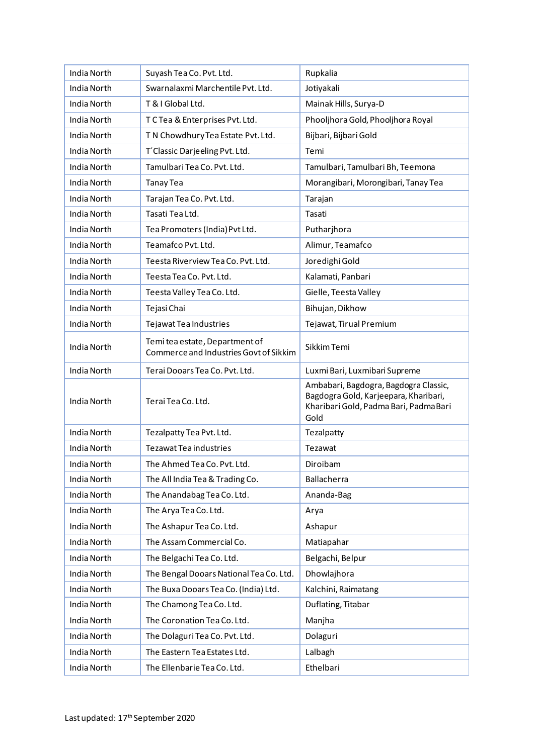| India North | Suyash Tea Co. Pvt. Ltd. | Rupkalia |
|---|---|---|
| India North | Swarnalaxmi Marchentile Pvt. Ltd. | Jotiyakali |
| India North | T & I Global Ltd. | Mainak Hills, Surya-D |
| India North | T C Tea & Enterprises Pvt. Ltd. | Phooljhora Gold, Phooljhora Royal |
| India North | T N Chowdhury Tea Estate Pvt. Ltd. | Bijbari, Bijbari Gold |
| India North | T´Classic Darjeeling Pvt. Ltd. | Temi |
| India North | Tamulbari Tea Co. Pvt. Ltd. | Tamulbari, Tamulbari Bh, Teemona |
| India North | Tanay Tea | Morangibari, Morongibari, Tanay Tea |
| India North | Tarajan Tea Co. Pvt. Ltd. | Tarajan |
| India North | Tasati Tea Ltd. | Tasati |
| India North | Tea Promoters (India) Pvt Ltd. | Putharjhora |
| India North | Teamafco Pvt. Ltd. | Alimur, Teamafco |
| India North | Teesta Riverview Tea Co. Pvt. Ltd. | Joredighi Gold |
| India North | Teesta Tea Co. Pvt. Ltd. | Kalamati, Panbari |
| India North | Teesta Valley Tea Co. Ltd. | Gielle, Teesta Valley |
| India North | Tejasi Chai | Bihujan, Dikhow |
| India North | Tejawat Tea Industries | Tejawat, Tirual Premium |
| India North | Temi tea estate, Department of Commerce and Industries Govt of Sikkim | Sikkim Temi |
| India North | Terai Dooars Tea Co. Pvt. Ltd. | Luxmi Bari, Luxmibari Supreme |
| India North | Terai Tea Co. Ltd. | Ambabari, Bagdogra, Bagdogra Classic, Bagdogra Gold, Karjeepara, Kharibari, Kharibari Gold, Padma Bari, Padma Bari Gold |
| India North | Tezalpatty Tea Pvt. Ltd. | Tezalpatty |
| India North | Tezawat Tea industries | Tezawat |
| India North | The Ahmed Tea Co. Pvt. Ltd. | Diroibam |
| India North | The All India Tea & Trading Co. | Ballacherra |
| India North | The Anandabag Tea Co. Ltd. | Ananda-Bag |
| India North | The Arya Tea Co. Ltd. | Arya |
| India North | The Ashapur Tea Co. Ltd. | Ashapur |
| India North | The Assam Commercial Co. | Matiapahar |
| India North | The Belgachi Tea Co. Ltd. | Belgachi, Belpur |
| India North | The Bengal Dooars National Tea Co. Ltd. | Dhowlajhora |
| India North | The Buxa Dooars Tea Co. (India) Ltd. | Kalchini, Raimatang |
| India North | The Chamong Tea Co. Ltd. | Duflating, Titabar |
| India North | The Coronation Tea Co. Ltd. | Manjha |
| India North | The Dolaguri Tea Co. Pvt. Ltd. | Dolaguri |
| India North | The Eastern Tea Estates Ltd. | Lalbagh |
| India North | The Ellenbarie Tea Co. Ltd. | Ethelbari |

Last updated: 17th September 2020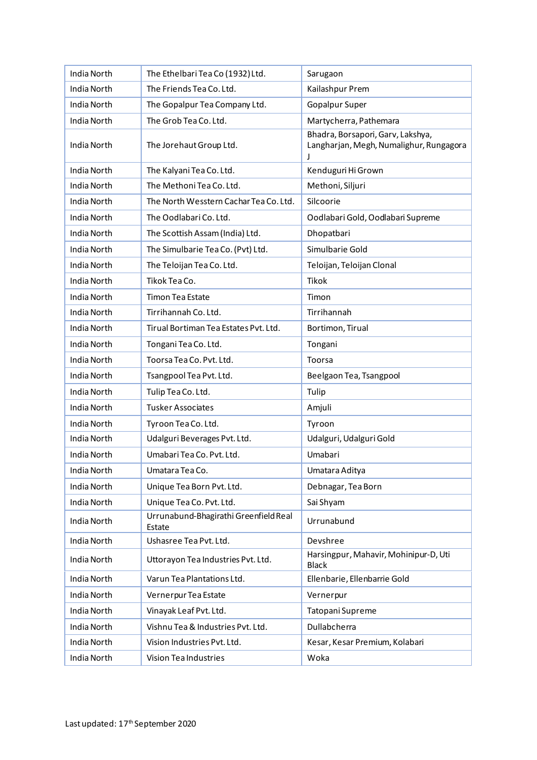| India North | The Ethelbari Tea Co (1932) Ltd. | Sarugaon |
|---|---|---|
| India North | The Friends Tea Co. Ltd. | Kailashpur Prem |
| India North | The Gopalpur Tea Company Ltd. | Gopalpur Super |
| India North | The Grob Tea Co. Ltd. | Martycherra, Pathemara |
| India North | The Jorehaut Group Ltd. | Bhadra, Borsapori, Garv, Lakshya, Langharjan, Megh, Numalighur, Rungagora J |
| India North | The Kalyani Tea Co. Ltd. | Kenduguri Hi Grown |
| India North | The Methoni Tea Co. Ltd. | Methoni, Siljuri |
| India North | The North Wesstern Cachar Tea Co. Ltd. | Silcoorie |
| India North | The Oodlabari Co. Ltd. | Oodlabari Gold, Oodlabari Supreme |
| India North | The Scottish Assam (India) Ltd. | Dhopatbari |
| India North | The Simulbarie Tea Co. (Pvt) Ltd. | Simulbarie Gold |
| India North | The Teloijan Tea Co. Ltd. | Teloijan, Teloijan Clonal |
| India North | Tikok Tea Co. | Tikok |
| India North | Timon Tea Estate | Timon |
| India North | Tirrihannah Co. Ltd. | Tirrihannah |
| India North | Tirual Bortiman Tea Estates Pvt. Ltd. | Bortimon, Tirual |
| India North | Tongani Tea Co. Ltd. | Tongani |
| India North | Toorsa Tea Co. Pvt. Ltd. | Toorsa |
| India North | Tsangpool Tea Pvt. Ltd. | Beelgaon Tea, Tsangpool |
| India North | Tulip Tea Co. Ltd. | Tulip |
| India North | Tusker Associates | Amjuli |
| India North | Tyroon Tea Co. Ltd. | Tyroon |
| India North | Udalguri Beverages Pvt. Ltd. | Udalguri, Udalguri Gold |
| India North | Umabari Tea Co. Pvt. Ltd. | Umabari |
| India North | Umatara Tea Co. | Umatara Aditya |
| India North | Unique Tea Born Pvt. Ltd. | Debnagar, Tea Born |
| India North | Unique Tea Co. Pvt. Ltd. | Sai Shyam |
| India North | Urrunabund-Bhagirathi Greenfield Real Estate | Urrunabund |
| India North | Ushasree Tea Pvt. Ltd. | Devshree |
| India North | Uttorayon Tea Industries Pvt. Ltd. | Harsingpur, Mahavir, Mohinipur-D, Uti Black |
| India North | Varun Tea Plantations Ltd. | Ellenbarie, Ellenbarrie Gold |
| India North | Vernerpur Tea Estate | Vernerpur |
| India North | Vinayak Leaf Pvt. Ltd. | Tatopani Supreme |
| India North | Vishnu Tea & Industries Pvt. Ltd. | Dullabcherra |
| India North | Vision Industries Pvt. Ltd. | Kesar, Kesar Premium, Kolabari |
| India North | Vision Tea Industries | Woka |

Last updated: 17th September 2020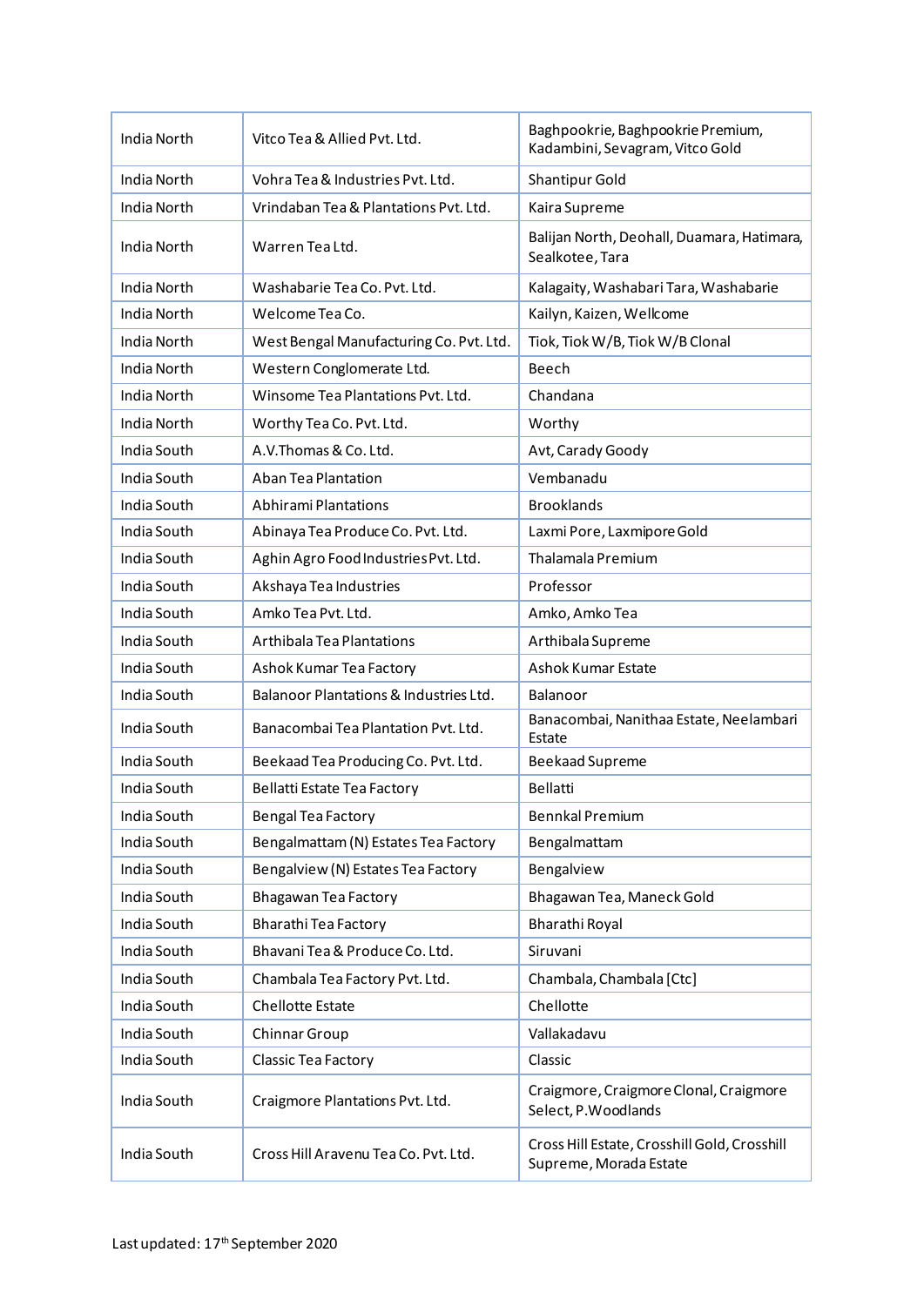| | | |
|---|---|---|
| India North | Vitco Tea & Allied Pvt. Ltd. | Baghpookrie, Baghpookrie Premium, Kadambini, Sevagram, Vitco Gold |
| India North | Vohra Tea & Industries Pvt. Ltd. | Shantipur Gold |
| India North | Vrindaban Tea & Plantations Pvt. Ltd. | Kaira Supreme |
| India North | Warren Tea Ltd. | Balijan North, Deohall, Duamara, Hatimara, Sealkotee, Tara |
| India North | Washabarie Tea Co. Pvt. Ltd. | Kalagaity, Washabari Tara, Washabarie |
| India North | Welcome Tea Co. | Kailyn, Kaizen, Wellcome |
| India North | West Bengal Manufacturing Co. Pvt. Ltd. | Tiok, Tiok W/B, Tiok W/B Clonal |
| India North | Western Conglomerate Ltd. | Beech |
| India North | Winsome Tea Plantations Pvt. Ltd. | Chandana |
| India North | Worthy Tea Co. Pvt. Ltd. | Worthy |
| India South | A.V.Thomas & Co. Ltd. | Avt, Carady Goody |
| India South | Aban Tea Plantation | Vembanadu |
| India South | Abhirami Plantations | Brooklands |
| India South | Abinaya Tea Produce Co. Pvt. Ltd. | Laxmi Pore, Laxmipore Gold |
| India South | Aghin Agro Food Industries Pvt. Ltd. | Thalamala Premium |
| India South | Akshaya Tea Industries | Professor |
| India South | Amko Tea Pvt. Ltd. | Amko, Amko Tea |
| India South | Arthibala Tea Plantations | Arthibala Supreme |
| India South | Ashok Kumar Tea Factory | Ashok Kumar Estate |
| India South | Balanoor Plantations & Industries Ltd. | Balanoor |
| India South | Banacombai Tea Plantation Pvt. Ltd. | Banacombai, Nanithaa Estate, Neelambari Estate |
| India South | Beekaad Tea Producing Co. Pvt. Ltd. | Beekaad Supreme |
| India South | Bellatti Estate Tea Factory | Bellatti |
| India South | Bengal Tea Factory | Bennkal Premium |
| India South | Bengalmattam (N) Estates Tea Factory | Bengalmattam |
| India South | Bengalview (N) Estates Tea Factory | Bengalview |
| India South | Bhagawan Tea Factory | Bhagawan Tea, Maneck Gold |
| India South | Bharathi Tea Factory | Bharathi Royal |
| India South | Bhavani Tea & Produce Co. Ltd. | Siruvani |
| India South | Chambala Tea Factory Pvt. Ltd. | Chambala, Chambala [Ctc] |
| India South | Chellotte Estate | Chellotte |
| India South | Chinnar Group | Vallakadavu |
| India South | Classic Tea Factory | Classic |
| India South | Craigmore Plantations Pvt. Ltd. | Craigmore, Craigmore Clonal, Craigmore Select, P.Woodlands |
| India South | Cross Hill Aravenu Tea Co. Pvt. Ltd. | Cross Hill Estate, Crosshill Gold, Crosshill Supreme, Morada Estate |

Last updated: 17th September 2020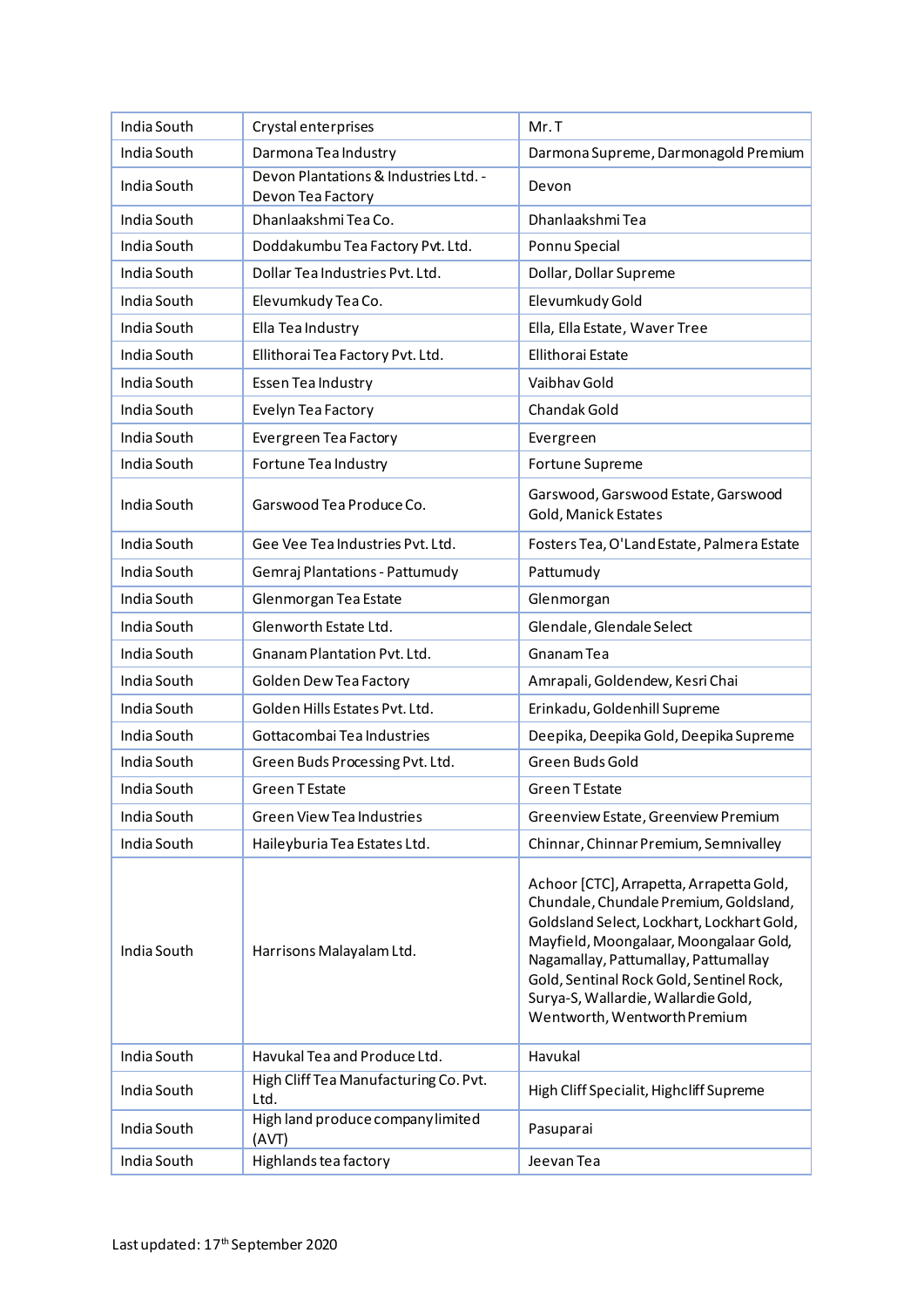| India South | Crystal enterprises | Mr. T |
|---|---|---|
| India South | Darmona Tea Industry | Darmona Supreme, Darmonagold Premium |
| India South | Devon Plantations & Industries Ltd. - Devon Tea Factory | Devon |
| India South | Dhanlaakshmi Tea Co. | Dhanlaakshmi Tea |
| India South | Doddakumbu Tea Factory Pvt. Ltd. | Ponnu Special |
| India South | Dollar Tea Industries Pvt. Ltd. | Dollar, Dollar Supreme |
| India South | Elevumkudy Tea Co. | Elevumkudy Gold |
| India South | Ella Tea Industry | Ella, Ella Estate, Waver Tree |
| India South | Ellithorai Tea Factory Pvt. Ltd. | Ellithorai Estate |
| India South | Essen Tea Industry | Vaibhav Gold |
| India South | Evelyn Tea Factory | Chandak Gold |
| India South | Evergreen Tea Factory | Evergreen |
| India South | Fortune Tea Industry | Fortune Supreme |
| India South | Garswood Tea Produce Co. | Garswood, Garswood Estate, Garswood Gold, Manick Estates |
| India South | Gee Vee Tea Industries Pvt. Ltd. | Fosters Tea, O'Land Estate, Palmera Estate |
| India South | Gemraj Plantations - Pattumudy | Pattumudy |
| India South | Glenmorgan Tea Estate | Glenmorgan |
| India South | Glenworth Estate Ltd. | Glendale, Glendale Select |
| India South | Gnanam Plantation Pvt. Ltd. | Gnanam Tea |
| India South | Golden Dew Tea Factory | Amrapali, Goldendew, Kesri Chai |
| India South | Golden Hills Estates Pvt. Ltd. | Erinkadu, Goldenhill Supreme |
| India South | Gottacombai Tea Industries | Deepika, Deepika Gold, Deepika Supreme |
| India South | Green Buds Processing Pvt. Ltd. | Green Buds Gold |
| India South | Green T Estate | Green T Estate |
| India South | Green View Tea Industries | Greenview Estate, Greenview Premium |
| India South | Haileyburia Tea Estates Ltd. | Chinnar, Chinnar Premium, Semnivalley |
| India South | Harrisons Malayalam Ltd. | Achoor [CTC], Arrapetta, Arrapetta Gold, Chundale, Chundale Premium, Goldsland, Goldsland Select, Lockhart, Lockhart Gold, Mayfield, Moongalaar, Moongalaar Gold, Nagamallay, Pattumallay, Pattumallay Gold, Sentinal Rock Gold, Sentinel Rock, Surya-S, Wallardie, Wallardie Gold, Wentworth, Wentworth Premium |
| India South | Havukal Tea and Produce Ltd. | Havukal |
| India South | High Cliff Tea Manufacturing Co. Pvt. Ltd. | High Cliff Specialit, Highcliff Supreme |
| India South | High land produce company limited (AVT) | Pasuparai |
| India South | Highlands tea factory | Jeevan Tea |

Last updated: 17th September 2020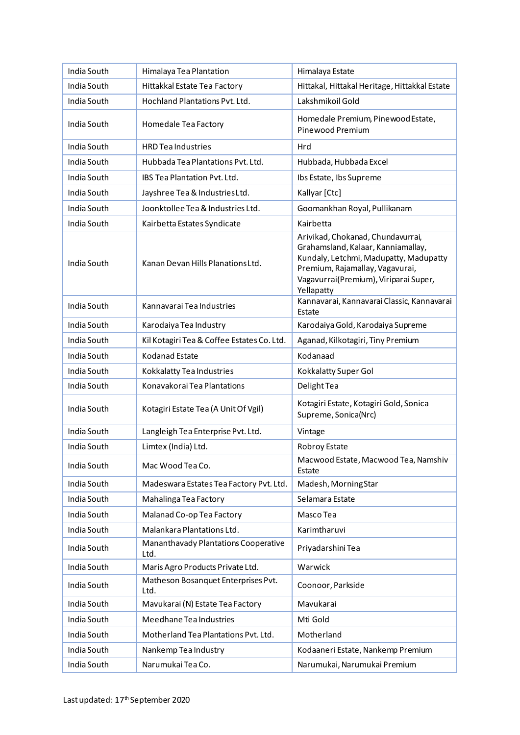| India South | Himalaya Tea Plantation | Himalaya Estate |
|---|---|---|
| India South | Hittakkal Estate Tea Factory | Hittakal, Hittakal Heritage, Hittakkal Estate |
| India South | Hochland Plantations Pvt. Ltd. | Lakshmikoil Gold |
| India South | Homedale Tea Factory | Homedale Premium, Pinewood Estate, Pinewood Premium |
| India South | HRD Tea Industries | Hrd |
| India South | Hubbada Tea Plantations Pvt. Ltd. | Hubbada, Hubbada Excel |
| India South | IBS Tea Plantation Pvt. Ltd. | Ibs Estate, Ibs Supreme |
| India South | Jayshree Tea & Industries Ltd. | Kallyar [Ctc] |
| India South | Joonktollee Tea & Industries Ltd. | Goomankhan Royal, Pullikanam |
| India South | Kairbetta Estates Syndicate | Kairbetta |
| India South | Kanan Devan Hills Planations Ltd. | Arivikad, Chokanad, Chundavurrai, Grahamsland, Kalaar, Kanniamallay, Kundaly, Letchmi, Madupatty, Madupatty Premium, Rajamallay, Vagavurai, Vagavurrai(Premium), Viriparai Super, Yellapatty |
| India South | Kannavarai Tea Industries | Kannavarai, Kannavarai Classic, Kannavarai Estate |
| India South | Karodaiya Tea Industry | Karodaiya Gold, Karodaiya Supreme |
| India South | Kil Kotagiri Tea & Coffee Estates Co. Ltd. | Aganad, Kilkotagiri, Tiny Premium |
| India South | Kodanad Estate | Kodanaad |
| India South | Kokkalatty Tea Industries | Kokkalatty Super Gol |
| India South | Konavakorai Tea Plantations | Delight Tea |
| India South | Kotagiri Estate Tea (A Unit Of Vgil) | Kotagiri Estate, Kotagiri Gold, Sonica Supreme, Sonica(Nrc) |
| India South | Langleigh Tea Enterprise Pvt. Ltd. | Vintage |
| India South | Limtex (India) Ltd. | Robroy Estate |
| India South | Mac Wood Tea Co. | Macwood Estate, Macwood Tea, Namshiv Estate |
| India South | Madeswara Estates Tea Factory Pvt. Ltd. | Madesh, Morning Star |
| India South | Mahalinga Tea Factory | Selamara Estate |
| India South | Malanad Co-op Tea Factory | Masco Tea |
| India South | Malankara Plantations Ltd. | Karimtharuvi |
| India South | Mananthavady Plantations Cooperative Ltd. | Priyadarshini Tea |
| India South | Maris Agro Products Private Ltd. | Warwick |
| India South | Matheson Bosanquet Enterprises Pvt. Ltd. | Coonoor, Parkside |
| India South | Mavukarai (N) Estate Tea Factory | Mavukarai |
| India South | Meedhane Tea Industries | Mti Gold |
| India South | Motherland Tea Plantations Pvt. Ltd. | Motherland |
| India South | Nankemp Tea Industry | Kodaaneri Estate, Nankemp Premium |
| India South | Narumukai Tea Co. | Narumukai, Narumukai Premium |

Last updated: 17th September 2020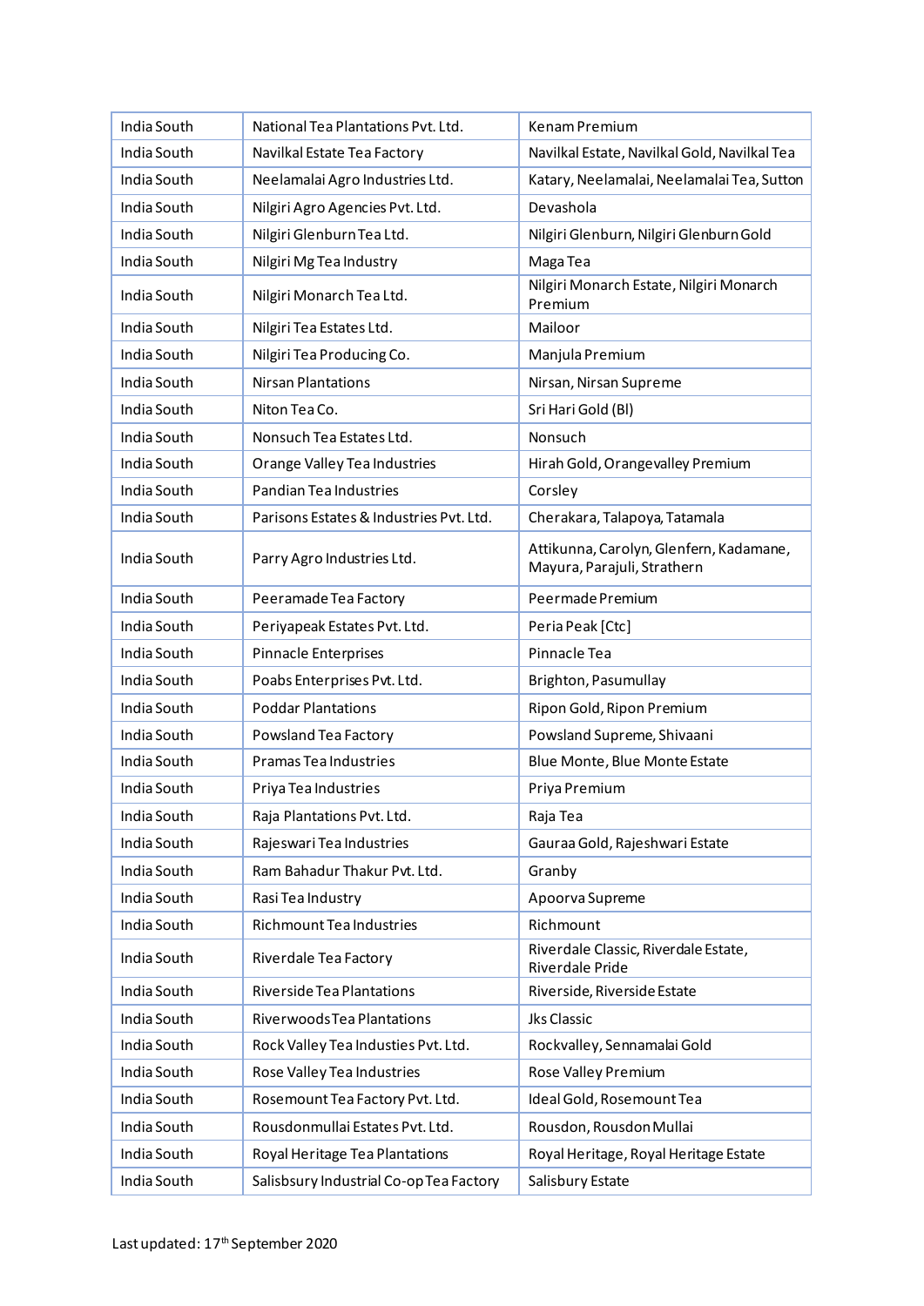| India South | National Tea Plantations Pvt. Ltd. | Kenam Premium |
|---|---|---|
| India South | Navilkal Estate Tea Factory | Navilkal Estate, Navilkal Gold, Navilkal Tea |
| India South | Neelamalai Agro Industries Ltd. | Katary, Neelamalai, Neelamalai Tea, Sutton |
| India South | Nilgiri Agro Agencies Pvt. Ltd. | Devashola |
| India South | Nilgiri Glenburn Tea Ltd. | Nilgiri Glenburn, Nilgiri Glenburn Gold |
| India South | Nilgiri Mg Tea Industry | Maga Tea |
| India South | Nilgiri Monarch Tea Ltd. | Nilgiri Monarch Estate, Nilgiri Monarch Premium |
| India South | Nilgiri Tea Estates Ltd. | Mailoor |
| India South | Nilgiri Tea Producing Co. | Manjula Premium |
| India South | Nirsan Plantations | Nirsan, Nirsan Supreme |
| India South | Niton Tea Co. | Sri Hari Gold (Bl) |
| India South | Nonsuch Tea Estates Ltd. | Nonsuch |
| India South | Orange Valley Tea Industries | Hirah Gold, Orangevalley Premium |
| India South | Pandian Tea Industries | Corsley |
| India South | Parisons Estates & Industries Pvt. Ltd. | Cherakara, Talapoya, Tatamala |
| India South | Parry Agro Industries Ltd. | Attikunna, Carolyn, Glenfern, Kadamane, Mayura, Parajuli, Strathern |
| India South | Peeramade Tea Factory | Peermade Premium |
| India South | Periyapeak Estates Pvt. Ltd. | Peria Peak [Ctc] |
| India South | Pinnacle Enterprises | Pinnacle Tea |
| India South | Poabs Enterprises Pvt. Ltd. | Brighton, Pasumullay |
| India South | Poddar Plantations | Ripon Gold, Ripon Premium |
| India South | Powsland Tea Factory | Powsland Supreme, Shivaani |
| India South | Pramas Tea Industries | Blue Monte, Blue Monte Estate |
| India South | Priya Tea Industries | Priya Premium |
| India South | Raja Plantations Pvt. Ltd. | Raja Tea |
| India South | Rajeswari Tea Industries | Gauraa Gold, Rajeshwari Estate |
| India South | Ram Bahadur Thakur Pvt. Ltd. | Granby |
| India South | Rasi Tea Industry | Apoorva Supreme |
| India South | Richmount Tea Industries | Richmount |
| India South | Riverdale Tea Factory | Riverdale Classic, Riverdale Estate, Riverdale Pride |
| India South | Riverside Tea Plantations | Riverside, Riverside Estate |
| India South | Riverwoods Tea Plantations | Jks Classic |
| India South | Rock Valley Tea Industies Pvt. Ltd. | Rockvalley, Sennamalai Gold |
| India South | Rose Valley Tea Industries | Rose Valley Premium |
| India South | Rosemount Tea Factory Pvt. Ltd. | Ideal Gold, Rosemount Tea |
| India South | Rousdonmullai Estates Pvt. Ltd. | Rousdon, Rousdon Mullai |
| India South | Royal Heritage Tea Plantations | Royal Heritage, Royal Heritage Estate |
| India South | Salisbsury Industrial Co-op Tea Factory | Salisbury Estate |

Last updated: 17th September 2020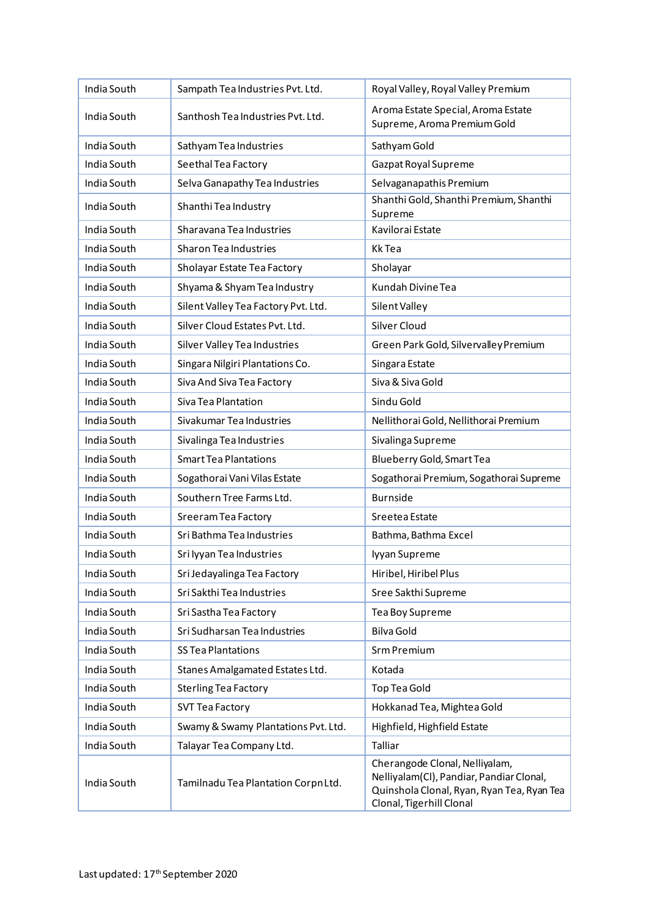| India South | Sampath Tea Industries Pvt. Ltd. | Royal Valley, Royal Valley Premium |
|---|---|---|
| India South | Santhosh Tea Industries Pvt. Ltd. | Aroma Estate Special, Aroma Estate Supreme, Aroma Premium Gold |
| India South | Sathyam Tea Industries | Sathyam Gold |
| India South | Seethal Tea Factory | Gazpat Royal Supreme |
| India South | Selva Ganapathy Tea Industries | Selvaganapathis Premium |
| India South | Shanthi Tea Industry | Shanthi Gold, Shanthi Premium, Shanthi Supreme |
| India South | Sharavana Tea Industries | Kavilorai Estate |
| India South | Sharon Tea Industries | Kk Tea |
| India South | Sholayar Estate Tea Factory | Sholayar |
| India South | Shyama & Shyam Tea Industry | Kundah Divine Tea |
| India South | Silent Valley Tea Factory Pvt. Ltd. | Silent Valley |
| India South | Silver Cloud Estates Pvt. Ltd. | Silver Cloud |
| India South | Silver Valley Tea Industries | Green Park Gold, Silvervalley Premium |
| India South | Singara Nilgiri Plantations Co. | Singara Estate |
| India South | Siva And Siva Tea Factory | Siva & Siva Gold |
| India South | Siva Tea Plantation | Sindu Gold |
| India South | Sivakumar Tea Industries | Nellithorai Gold, Nellithorai Premium |
| India South | Sivalinga Tea Industries | Sivalinga Supreme |
| India South | Smart Tea Plantations | Blueberry Gold, Smart Tea |
| India South | Sogathorai Vani Vilas Estate | Sogathorai Premium, Sogathorai Supreme |
| India South | Southern Tree Farms Ltd. | Burnside |
| India South | Sreeram Tea Factory | Sreetea Estate |
| India South | Sri Bathma Tea Industries | Bathma, Bathma Excel |
| India South | Sri Iyyan Tea Industries | Iyyan Supreme |
| India South | Sri Jedayalinga Tea Factory | Hiribel, Hiribel Plus |
| India South | Sri Sakthi Tea Industries | Sree Sakthi Supreme |
| India South | Sri Sastha Tea Factory | Tea Boy Supreme |
| India South | Sri Sudharsan Tea Industries | Bilva Gold |
| India South | SS Tea Plantations | Srm Premium |
| India South | Stanes Amalgamated Estates Ltd. | Kotada |
| India South | Sterling Tea Factory | Top Tea Gold |
| India South | SVT Tea Factory | Hokkanad Tea, Mightea Gold |
| India South | Swamy & Swamy Plantations Pvt. Ltd. | Highfield, Highfield Estate |
| India South | Talayar Tea Company Ltd. | Talliar |
| India South | Tamilnadu Tea Plantation Corpn Ltd. | Cherangode Clonal, Nelliyalam, Nelliyalam(Cl), Pandiar, Pandiar Clonal, Quinshola Clonal, Ryan, Ryan Tea, Ryan Tea Clonal, Tigerhill Clonal |

Last updated: 17th September 2020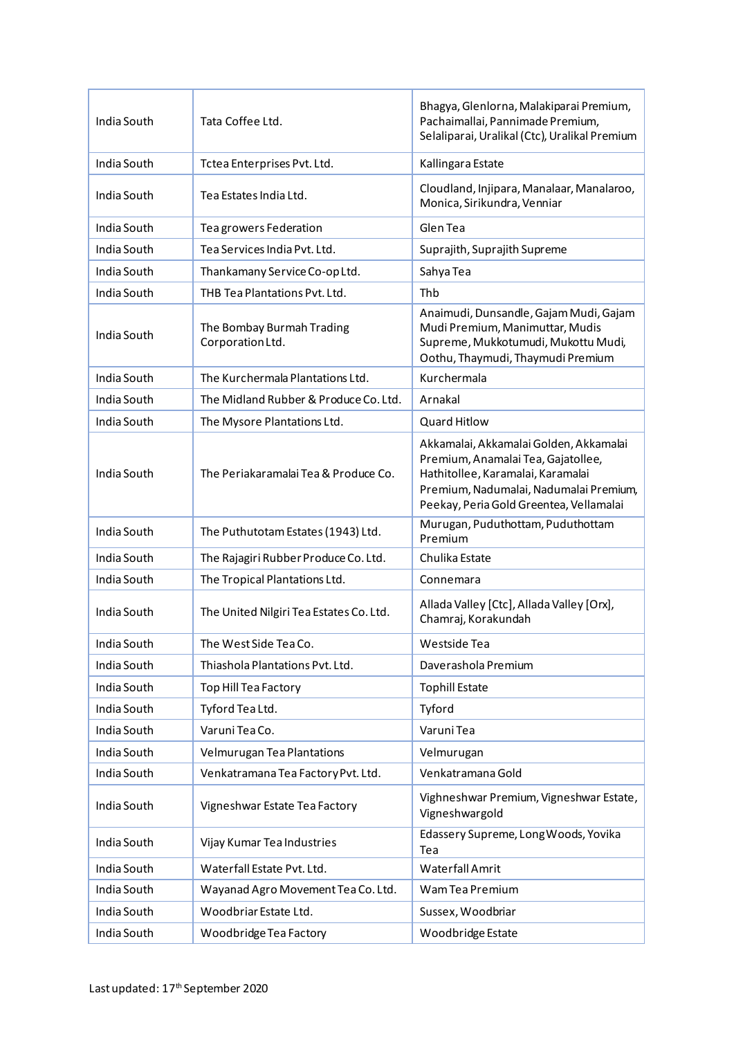| India South | Tata Coffee Ltd. | Bhagya, Glenlorna, Malakiparai Premium, Pachaimallai, Pannimade Premium, Selaliparai, Uralikal (Ctc), Uralikal Premium |
|---|---|---|
| India South | Tctea Enterprises Pvt. Ltd. | Kallingara Estate |
| India South | Tea Estates India Ltd. | Cloudland, Injipara, Manalaar, Manalaroo, Monica, Sirikundra, Venniar |
| India South | Tea growers Federation | Glen Tea |
| India South | Tea Services India Pvt. Ltd. | Suprajith, Suprajith Supreme |
| India South | Thankamany Service Co-op Ltd. | Sahya Tea |
| India South | THB Tea Plantations Pvt. Ltd. | Thb |
| India South | The Bombay Burmah Trading Corporation Ltd. | Anaimudi, Dunsandle, Gajam Mudi, Gajam Mudi Premium, Manimuttar, Mudis Supreme, Mukkotumudi, Mukottu Mudi, Oothu, Thaymudi, Thaymudi Premium |
| India South | The Kurchermala Plantations Ltd. | Kurchermala |
| India South | The Midland Rubber & Produce Co. Ltd. | Arnakal |
| India South | The Mysore Plantations Ltd. | Quard Hitlow |
| India South | The Periakaramalai Tea & Produce Co. | Akkamalai, Akkamalai Golden, Akkamalai Premium, Anamalai Tea, Gajatollee, Hathitollee, Karamalai, Karamalai Premium, Nadumalai, Nadumalai Premium, Peekay, Peria Gold Greentea, Vellamalai |
| India South | The Puthutotam Estates (1943) Ltd. | Murugan, Puduthottam, Puduthottam Premium |
| India South | The Rajagiri Rubber Produce Co. Ltd. | Chulika Estate |
| India South | The Tropical Plantations Ltd. | Connemara |
| India South | The United Nilgiri Tea Estates Co. Ltd. | Allada Valley [Ctc], Allada Valley [Orx], Chamraj, Korakundah |
| India South | The West Side Tea Co. | Westside Tea |
| India South | Thiashola Plantations Pvt. Ltd. | Daverashola Premium |
| India South | Top Hill Tea Factory | Tophill Estate |
| India South | Tyford Tea Ltd. | Tyford |
| India South | Varuni Tea Co. | Varuni Tea |
| India South | Velmurugan Tea Plantations | Velmurugan |
| India South | Venkatramana Tea Factory Pvt. Ltd. | Venkatramana Gold |
| India South | Vigneshwar Estate Tea Factory | Vighneshwar Premium, Vigneshwar Estate, Vigneshwargold |
| India South | Vijay Kumar Tea Industries | Edassery Supreme, Long Woods, Yovika Tea |
| India South | Waterfall Estate Pvt. Ltd. | Waterfall Amrit |
| India South | Wayanad Agro Movement Tea Co. Ltd. | Wam Tea Premium |
| India South | Woodbriar Estate Ltd. | Sussex, Woodbriar |
| India South | Woodbridge Tea Factory | Woodbridge Estate |

Last updated: 17th September 2020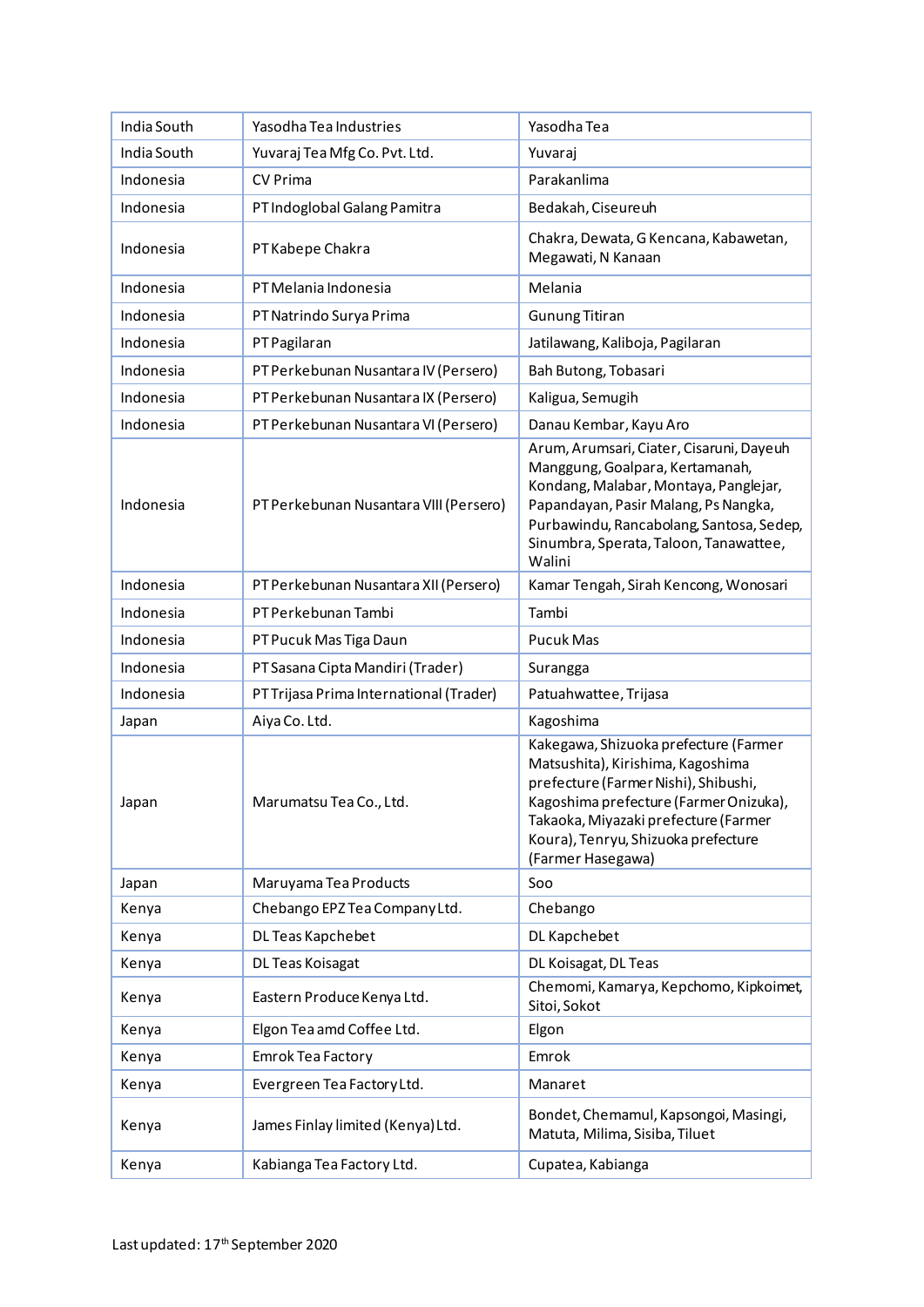| India South | Yasodha Tea Industries | Yasodha Tea |
|---|---|---|
| India South | Yuvaraj Tea Mfg Co. Pvt. Ltd. | Yuvaraj |
| Indonesia | CV Prima | Parakanlima |
| Indonesia | PT Indoglobal Galang Pamitra | Bedakah, Ciseureuh |
| Indonesia | PT Kabepe Chakra | Chakra, Dewata, G Kencana, Kabawetan, Megawati, N Kanaan |
| Indonesia | PT Melania Indonesia | Melania |
| Indonesia | PT Natrindo Surya Prima | Gunung Titiran |
| Indonesia | PT Pagilaran | Jatilawang, Kaliboja, Pagilaran |
| Indonesia | PT Perkebunan Nusantara IV (Persero) | Bah Butong, Tobasari |
| Indonesia | PT Perkebunan Nusantara IX (Persero) | Kaligua, Semugih |
| Indonesia | PT Perkebunan Nusantara VI (Persero) | Danau Kembar, Kayu Aro |
| Indonesia | PT Perkebunan Nusantara VIII (Persero) | Arum, Arumsari, Ciater, Cisaruni, Dayeuh Manggung, Goalpara, Kertamanah, Kondang, Malabar, Montaya, Panglejar, Papandayan, Pasir Malang, Ps Nangka, Purbawindu, Rancabolang, Santosa, Sedep, Sinumbra, Sperata, Taloon, Tanawattee, Walini |
| Indonesia | PT Perkebunan Nusantara XII (Persero) | Kamar Tengah, Sirah Kencong, Wonosari |
| Indonesia | PT Perkebunan Tambi | Tambi |
| Indonesia | PT Pucuk Mas Tiga Daun | Pucuk Mas |
| Indonesia | PT Sasana Cipta Mandiri (Trader) | Surangga |
| Indonesia | PT Trijasa Prima International (Trader) | Patuahwattee, Trijasa |
| Japan | Aiya Co. Ltd. | Kagoshima |
| Japan | Marumatsu Tea Co., Ltd. | Kakegawa, Shizuoka prefecture (Farmer Matsushita), Kirishima, Kagoshima prefecture (Farmer Nishi), Shibushi, Kagoshima prefecture (Farmer Onizuka), Takaoka, Miyazaki prefecture (Farmer Koura), Tenryu, Shizuoka prefecture (Farmer Hasegawa) |
| Japan | Maruyama Tea Products | Soo |
| Kenya | Chebango EPZ Tea Company Ltd. | Chebango |
| Kenya | DL Teas Kapchebet | DL Kapchebet |
| Kenya | DL Teas Koisagat | DL Koisagat, DL Teas |
| Kenya | Eastern Produce Kenya Ltd. | Chemomi, Kamarya, Kepchomo, Kipkoimet, Sitoi, Sokot |
| Kenya | Elgon Tea amd Coffee Ltd. | Elgon |
| Kenya | Emrok Tea Factory | Emrok |
| Kenya | Evergreen Tea Factory Ltd. | Manaret |
| Kenya | James Finlay limited (Kenya) Ltd. | Bondet, Chemamul, Kapsongoi, Masingi, Matuta, Milima, Sisiba, Tiluet |
| Kenya | Kabianga Tea Factory Ltd. | Cupatea, Kabianga |

Last updated: 17th September 2020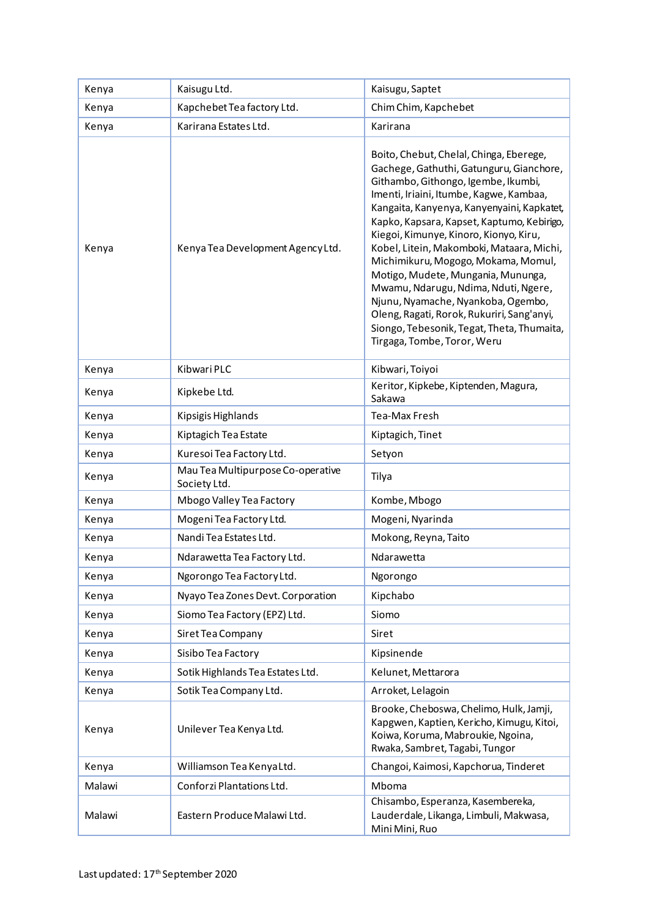| Kenya | Kaisugu Ltd. | Kaisugu, Saptet |
|---|---|---|
| Kenya | Kapchebet Tea factory Ltd. | Chim Chim, Kapchebet |
| Kenya | Karirana Estates Ltd. | Karirana |
| Kenya | Kenya Tea Development Agency Ltd. | Boito, Chebut, Chelal, Chinga, Eberege, Gachege, Gathuthi, Gatunguru, Gianchore, Githambo, Githongo, Igembe, Ikumbi, Imenti, Iriaini, Itumbe, Kagwe, Kambaa, Kangaita, Kanyenya, Kanyenyaini, Kapkatet, Kapko, Kapsara, Kapset, Kaptumo, Kebirigo, Kiegoi, Kimunye, Kinoro, Kionyo, Kiru, Kobel, Litein, Makomboki, Mataara, Michi, Michimikuru, Mogogo, Mokama, Momul, Motigo, Mudete, Mungania, Mununga, Mwamu, Ndarugu, Ndima, Nduti, Ngere, Njunu, Nyamache, Nyankoba, Ogembo, Oleng, Ragati, Rorok, Rukuriri, Sang'anyi, Siongo, Tebesonik, Tegat, Theta, Thumaita, Tirgaga, Tombe, Toror, Weru |
| Kenya | Kibwari PLC | Kibwari, Toiyoi |
| Kenya | Kipkebe Ltd. | Keritor, Kipkebe, Kiptenden, Magura, Sakawa |
| Kenya | Kipsigis Highlands | Tea-Max Fresh |
| Kenya | Kiptagich Tea Estate | Kiptagich, Tinet |
| Kenya | Kuresoi Tea Factory Ltd. | Setyon |
| Kenya | Mau Tea Multipurpose Co-operative Society Ltd. | Tilya |
| Kenya | Mbogo Valley Tea Factory | Kombe, Mbogo |
| Kenya | Mogeni Tea Factory Ltd. | Mogeni, Nyarinda |
| Kenya | Nandi Tea Estates Ltd. | Mokong, Reyna, Taito |
| Kenya | Ndarawetta Tea Factory Ltd. | Ndarawetta |
| Kenya | Ngorongo Tea Factory Ltd. | Ngorongo |
| Kenya | Nyayo Tea Zones Devt. Corporation | Kipchabo |
| Kenya | Siomo Tea Factory (EPZ) Ltd. | Siomo |
| Kenya | Siret Tea Company | Siret |
| Kenya | Sisibo Tea Factory | Kipsinende |
| Kenya | Sotik Highlands Tea Estates Ltd. | Kelunet, Mettarora |
| Kenya | Sotik Tea Company Ltd. | Arroket, Lelagoin |
| Kenya | Unilever Tea Kenya Ltd. | Brooke, Cheboswa, Chelimo, Hulk, Jamji, Kapgwen, Kaptien, Kericho, Kimugu, Kitoi, Koiwa, Koruma, Mabroukie, Ngoina, Rwaka, Sambret, Tagabi, Tungor |
| Kenya | Williamson Tea Kenya Ltd. | Changoi, Kaimosi, Kapchorua, Tinderet |
| Malawi | Conforzi Plantations Ltd. | Mboma |
| Malawi | Eastern Produce Malawi Ltd. | Chisambo, Esperanza, Kasembereka, Lauderdale, Likanga, Limbuli, Makwasa, Mini Mini, Ruo |

Last updated: 17th September 2020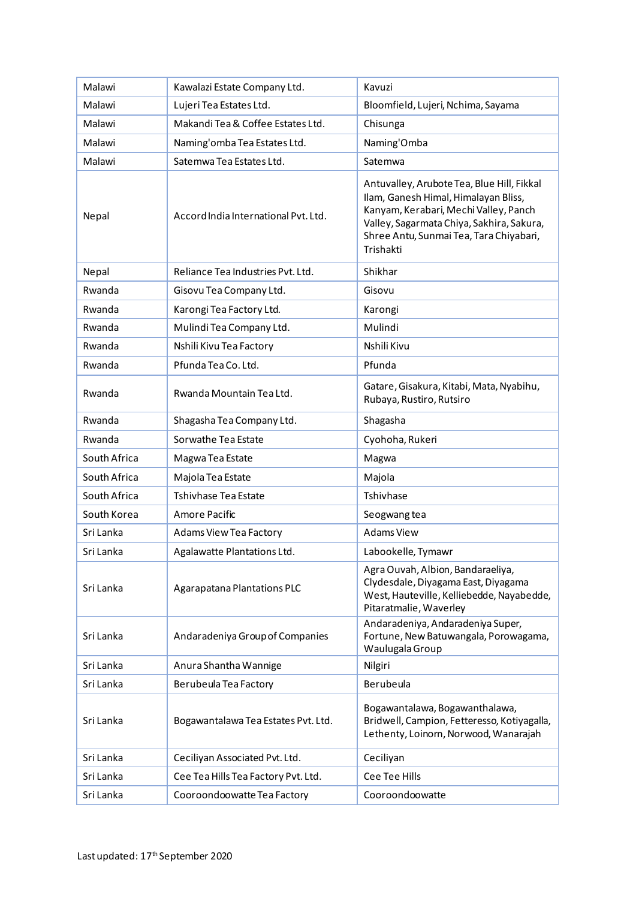| Malawi | Kawalazi Estate Company Ltd. | Kavuzi |
|---|---|---|
| Malawi | Lujeri Tea Estates Ltd. | Bloomfield, Lujeri, Nchima, Sayama |
| Malawi | Makandi Tea & Coffee Estates Ltd. | Chisunga |
| Malawi | Naming'omba Tea Estates Ltd. | Naming'Omba |
| Malawi | Satemwa Tea Estates Ltd. | Satemwa |
| Nepal | Accord India International Pvt. Ltd. | Antuvalley, Arubote Tea, Blue Hill, Fikkal Ilam, Ganesh Himal, Himalayan Bliss, Kanyam, Kerabari, Mechi Valley, Panch Valley, Sagarmata Chiya, Sakhira, Sakura, Shree Antu, Sunmai Tea, Tara Chiyabari, Trishakti |
| Nepal | Reliance Tea Industries Pvt. Ltd. | Shikhar |
| Rwanda | Gisovu Tea Company Ltd. | Gisovu |
| Rwanda | Karongi Tea Factory Ltd. | Karongi |
| Rwanda | Mulindi Tea Company Ltd. | Mulindi |
| Rwanda | Nshili Kivu Tea Factory | Nshili Kivu |
| Rwanda | Pfunda Tea Co. Ltd. | Pfunda |
| Rwanda | Rwanda Mountain Tea Ltd. | Gatare, Gisakura, Kitabi, Mata, Nyabihu, Rubaya, Rustiro, Rutsiro |
| Rwanda | Shagasha Tea Company Ltd. | Shagasha |
| Rwanda | Sorwathe Tea Estate | Cyohoha, Rukeri |
| South Africa | Magwa Tea Estate | Magwa |
| South Africa | Majola Tea Estate | Majola |
| South Africa | Tshivhase Tea Estate | Tshivhase |
| South Korea | Amore Pacific | Seogwang tea |
| Sri Lanka | Adams View Tea Factory | Adams View |
| Sri Lanka | Agalawatte Plantations Ltd. | Labookelle, Tymawr |
| Sri Lanka | Agarapatana Plantations PLC | Agra Ouvah, Albion, Bandaraeliya, Clydesdale, Diyagama East, Diyagama West, Hauteville, Kelliebedde, Nayabedde, Pitaratmalie, Waverley |
| Sri Lanka | Andaradeniya Group of Companies | Andaradeniya, Andaradeniya Super, Fortune, New Batuwangala, Porowagama, Waulugala Group |
| Sri Lanka | Anura Shantha Wannige | Nilgiri |
| Sri Lanka | Berubeula Tea Factory | Berubeula |
| Sri Lanka | Bogawantalawa Tea Estates Pvt. Ltd. | Bogawantalawa, Bogawanthalawa, Bridwell, Campion, Fetteresso, Kotiyagalla, Lethenty, Loinorn, Norwood, Wanarajah |
| Sri Lanka | Ceciliyan Associated Pvt. Ltd. | Ceciliyan |
| Sri Lanka | Cee Tea Hills Tea Factory Pvt. Ltd. | Cee Tee Hills |
| Sri Lanka | Cooroondoowatte Tea Factory | Cooroondoowatte |

Last updated: 17th September 2020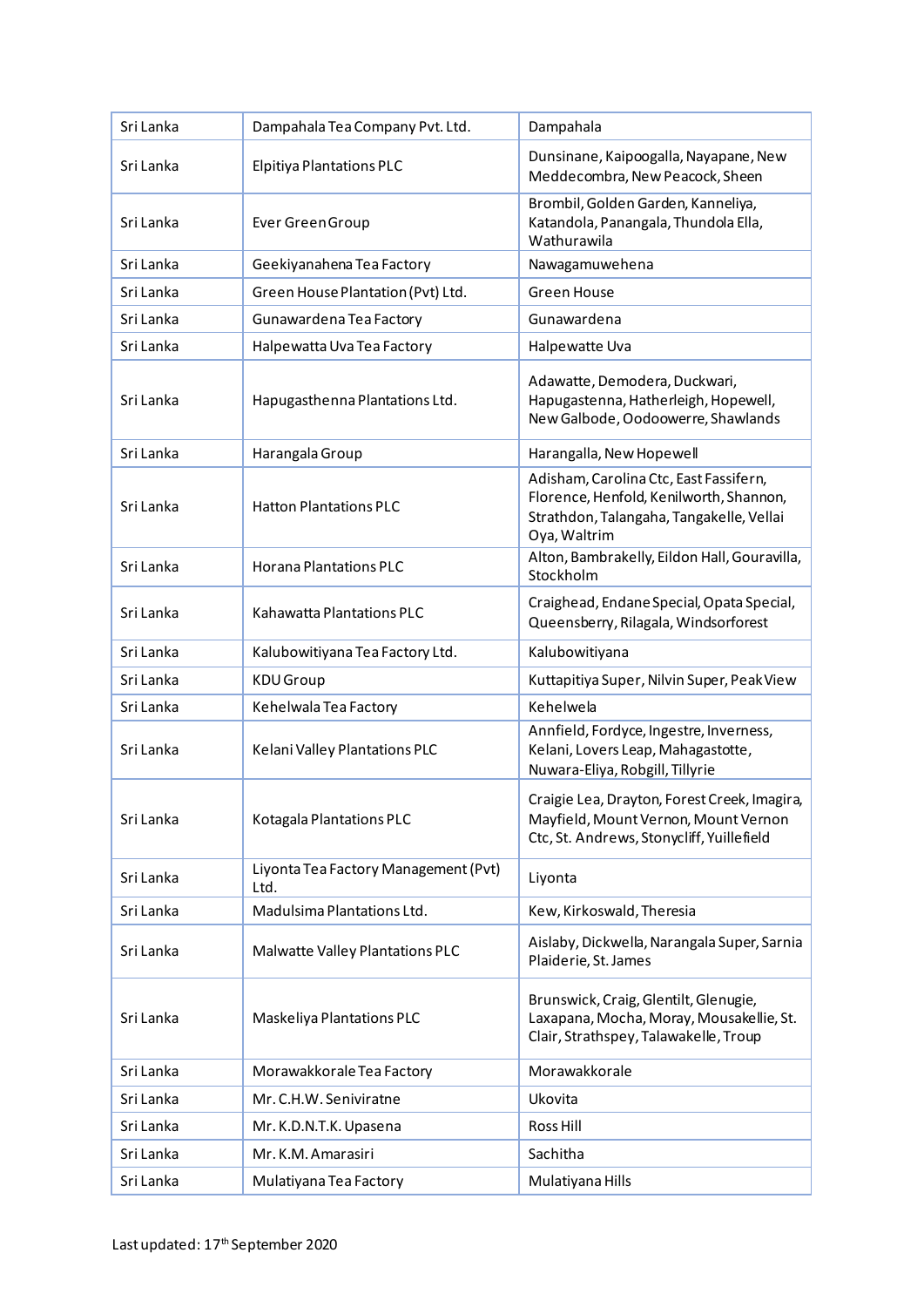| Sri Lanka | Dampahala Tea Company Pvt. Ltd. | Dampahala |
|---|---|---|
| Sri Lanka | Elpitiya Plantations PLC | Dunsinane, Kaipoogalla, Nayapane, New Meddecombra, New Peacock, Sheen |
| Sri Lanka | Ever Green Group | Brombil, Golden Garden, Kanneliya, Katandola, Panangala, Thundola Ella, Wathurawila |
| Sri Lanka | Geekiyanahena Tea Factory | Nawagamuwehena |
| Sri Lanka | Green House Plantation (Pvt) Ltd. | Green House |
| Sri Lanka | Gunawardena Tea Factory | Gunawardena |
| Sri Lanka | Halpewatta Uva Tea Factory | Halpewatte Uva |
| Sri Lanka | Hapugasthenna Plantations Ltd. | Adawatte, Demodera, Duckwari, Hapugastenna, Hatherleigh, Hopewell, New Galbode, Oodoowerre, Shawlands |
| Sri Lanka | Harangala Group | Harangalla, New Hopewell |
| Sri Lanka | Hatton Plantations PLC | Adisham, Carolina Ctc, East Fassifern, Florence, Henfold, Kenilworth, Shannon, Strathdon, Talangaha, Tangakelle, Vellai Oya, Waltrim |
| Sri Lanka | Horana Plantations PLC | Alton, Bambrakelly, Eildon Hall, Gouravilla, Stockholm |
| Sri Lanka | Kahawatta Plantations PLC | Craighead, Endane Special, Opata Special, Queensberry, Rilagala, Windsorforest |
| Sri Lanka | Kalubowitiyana Tea Factory Ltd. | Kalubowitiyana |
| Sri Lanka | KDU Group | Kuttapitiya Super, Nilvin Super, Peak View |
| Sri Lanka | Kehelwala Tea Factory | Kehelwela |
| Sri Lanka | Kelani Valley Plantations PLC | Annfield, Fordyce, Ingestre, Inverness, Kelani, Lovers Leap, Mahagastotte, Nuwara-Eliya, Robgill, Tillyrie |
| Sri Lanka | Kotagala Plantations PLC | Craigie Lea, Drayton, Forest Creek, Imagira, Mayfield, Mount Vernon, Mount Vernon Ctc, St. Andrews, Stonycliff, Yuillefield |
| Sri Lanka | Liyonta Tea Factory Management (Pvt) Ltd. | Liyonta |
| Sri Lanka | Madulsima Plantations Ltd. | Kew, Kirkoswald, Theresia |
| Sri Lanka | Malwatte Valley Plantations PLC | Aislaby, Dickwella, Narangala Super, Sarnia Plaiderie, St. James |
| Sri Lanka | Maskeliya Plantations PLC | Brunswick, Craig, Glentilt, Glenugie, Laxapana, Mocha, Moray, Mousakellie, St. Clair, Strathspey, Talawakelle, Troup |
| Sri Lanka | Morawakkorale Tea Factory | Morawakkorale |
| Sri Lanka | Mr. C.H.W. Seniviratne | Ukovita |
| Sri Lanka | Mr. K.D.N.T.K. Upasena | Ross Hill |
| Sri Lanka | Mr. K.M. Amarasiri | Sachitha |
| Sri Lanka | Mulatiyana Tea Factory | Mulatiyana Hills |

Last updated: 17th September 2020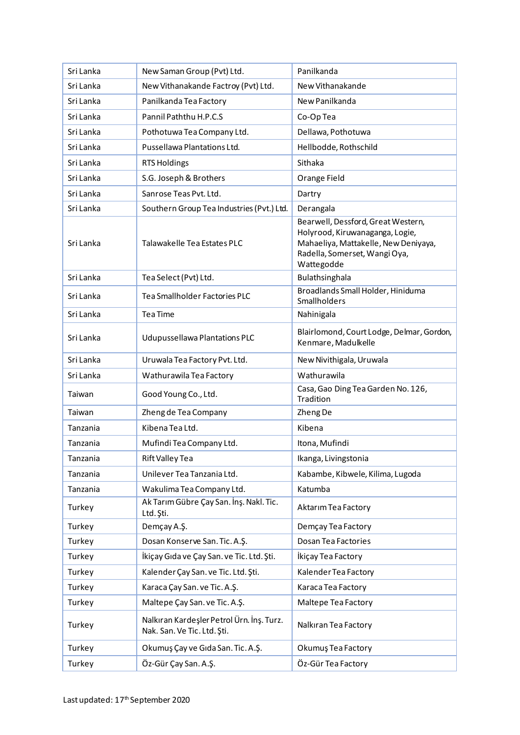| Sri Lanka | New Saman Group (Pvt) Ltd. | Panilkanda |
|---|---|---|
| Sri Lanka | New Vithanakande Factroy (Pvt) Ltd. | New Vithanakande |
| Sri Lanka | Panilkanda Tea Factory | New Panilkanda |
| Sri Lanka | Pannil Paththu H.P.C.S | Co-Op Tea |
| Sri Lanka | Pothotuwa Tea Company Ltd. | Dellawa, Pothotuwa |
| Sri Lanka | Pussellawa Plantations Ltd. | Hellbodde, Rothschild |
| Sri Lanka | RTS Holdings | Sithaka |
| Sri Lanka | S.G. Joseph & Brothers | Orange Field |
| Sri Lanka | Sanrose Teas Pvt. Ltd. | Dartry |
| Sri Lanka | Southern Group Tea Industries (Pvt.) Ltd. | Derangala |
| Sri Lanka | Talawakelle Tea Estates PLC | Bearwell, Dessford, Great Western, Holyrood, Kiruwanaganga, Logie, Mahaeliya, Mattakelle, New Deniyaya, Radella, Somerset, Wangi Oya, Wattegodde |
| Sri Lanka | Tea Select (Pvt) Ltd. | Bulathsinghala |
| Sri Lanka | Tea Smallholder Factories PLC | Broadlands Small Holder, Hiniduma Smallholders |
| Sri Lanka | Tea Time | Nahinigala |
| Sri Lanka | Udupussellawa Plantations PLC | Blairlomond, Court Lodge, Delmar, Gordon, Kenmare, Madulkelle |
| Sri Lanka | Uruwala Tea Factory Pvt. Ltd. | New Nivithigala, Uruwala |
| Sri Lanka | Wathurawila Tea Factory | Wathurawila |
| Taiwan | Good Young Co., Ltd. | Casa, Gao Ding Tea Garden No. 126, Tradition |
| Taiwan | Zheng de Tea Company | Zheng De |
| Tanzania | Kibena Tea Ltd. | Kibena |
| Tanzania | Mufindi Tea Company Ltd. | Itona, Mufindi |
| Tanzania | Rift Valley Tea | Ikanga, Livingstonia |
| Tanzania | Unilever Tea Tanzania Ltd. | Kabambe, Kibwele, Kilima, Lugoda |
| Tanzania | Wakulima Tea Company Ltd. | Katumba |
| Turkey | Ak Tarım Gübre Çay San. İnş. Nakl. Tic. Ltd. Şti. | Aktarım Tea Factory |
| Turkey | Demçay A.Ş. | Demçay Tea Factory |
| Turkey | Dosan Konserve San. Tic. A.Ş. | Dosan Tea Factories |
| Turkey | İkiçay Gıda ve Çay San. ve Tic. Ltd. Şti. | İkiçay Tea Factory |
| Turkey | Kalender Çay San. ve Tic. Ltd. Şti. | Kalender Tea Factory |
| Turkey | Karaca Çay San. ve Tic. A.Ş. | Karaca Tea Factory |
| Turkey | Maltepe Çay San. ve Tic. A.Ş. | Maltepe Tea Factory |
| Turkey | Nalkıran Kardeşler Petrol Ürn. İnş. Turz. Nak. San. Ve Tic. Ltd. Şti. | Nalkıran Tea Factory |
| Turkey | Okumuş Çay ve Gıda San. Tic. A.Ş. | Okumuş Tea Factory |
| Turkey | Öz-Gür Çay San. A.Ş. | Öz-Gür Tea Factory |

Last updated: 17th September 2020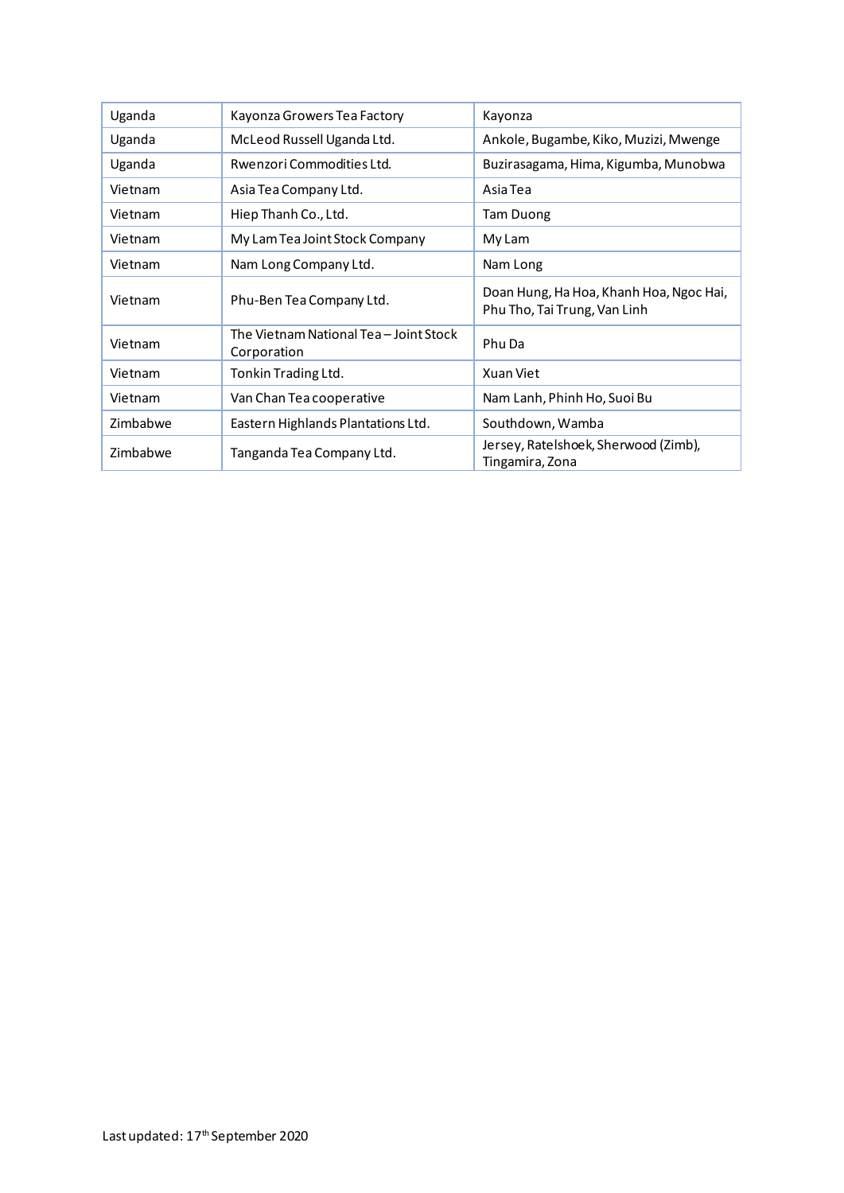| | | |
|---|---|---|
| Uganda | Kayonza Growers Tea Factory | Kayonza |
| Uganda | McLeod Russell Uganda Ltd. | Ankole, Bugambe, Kiko, Muzizi, Mwenge |
| Uganda | Rwenzori Commodities Ltd. | Buzirasagama, Hima, Kigumba, Munobwa |
| Vietnam | Asia Tea Company Ltd. | Asia Tea |
| Vietnam | Hiep Thanh Co., Ltd. | Tam Duong |
| Vietnam | My Lam Tea Joint Stock Company | My Lam |
| Vietnam | Nam Long Company Ltd. | Nam Long |
| Vietnam | Phu-Ben Tea Company Ltd. | Doan Hung, Ha Hoa, Khanh Hoa, Ngoc Hai, Phu Tho, Tai Trung, Van Linh |
| Vietnam | The Vietnam National Tea – Joint Stock Corporation | Phu Da |
| Vietnam | Tonkin Trading Ltd. | Xuan Viet |
| Vietnam | Van Chan Tea cooperative | Nam Lanh, Phinh Ho, Suoi Bu |
| Zimbabwe | Eastern Highlands Plantations Ltd. | Southdown, Wamba |
| Zimbabwe | Tanganda Tea Company Ltd. | Jersey, Ratelshoek, Sherwood (Zimb), Tingamira, Zona |

Last updated: 17th September 2020